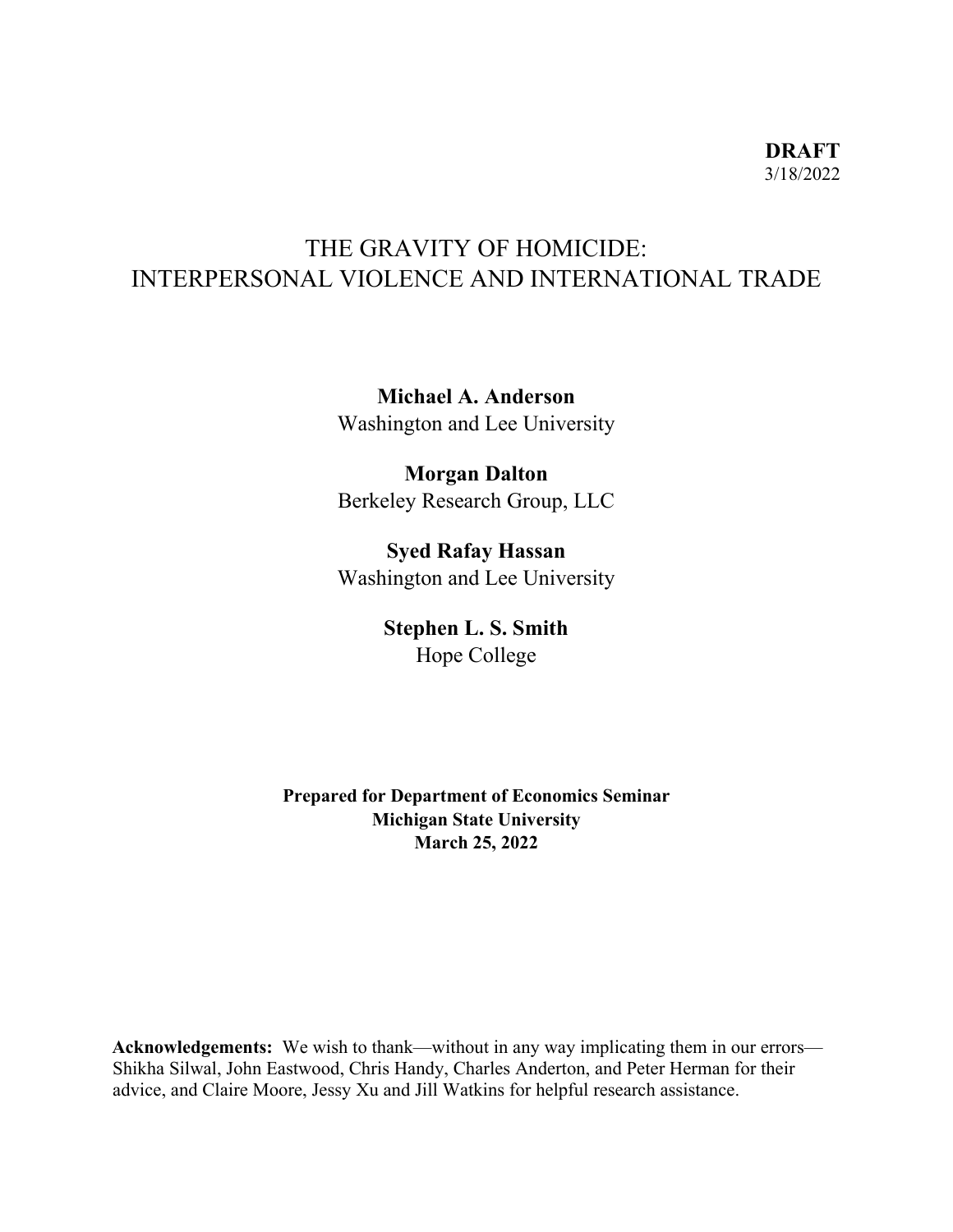**DRAFT**
3/18/2022

# THE GRAVITY OF HOMICIDE: INTERPERSONAL VIOLENCE AND INTERNATIONAL TRADE

**Michael A. Anderson**
Washington and Lee University

**Morgan Dalton**
Berkeley Research Group, LLC

**Syed Rafay Hassan**
Washington and Lee University

**Stephen L. S. Smith**
Hope College

**Prepared for Department of Economics Seminar**
**Michigan State University**
**March 25, 2022**

**Acknowledgements:** We wish to thank—without in any way implicating them in our errors—Shikha Silwal, John Eastwood, Chris Handy, Charles Anderton, and Peter Herman for their advice, and Claire Moore, Jessy Xu and Jill Watkins for helpful research assistance.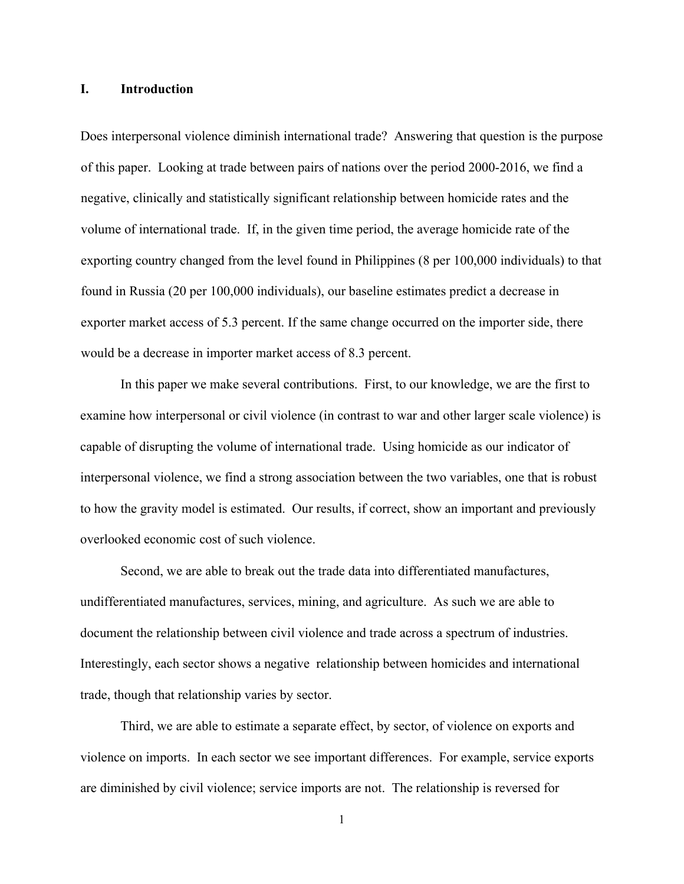## I. Introduction

Does interpersonal violence diminish international trade? Answering that question is the purpose of this paper. Looking at trade between pairs of nations over the period 2000-2016, we find a negative, clinically and statistically significant relationship between homicide rates and the volume of international trade. If, in the given time period, the average homicide rate of the exporting country changed from the level found in Philippines (8 per 100,000 individuals) to that found in Russia (20 per 100,000 individuals), our baseline estimates predict a decrease in exporter market access of 5.3 percent. If the same change occurred on the importer side, there would be a decrease in importer market access of 8.3 percent.

In this paper we make several contributions. First, to our knowledge, we are the first to examine how interpersonal or civil violence (in contrast to war and other larger scale violence) is capable of disrupting the volume of international trade. Using homicide as our indicator of interpersonal violence, we find a strong association between the two variables, one that is robust to how the gravity model is estimated. Our results, if correct, show an important and previously overlooked economic cost of such violence.

Second, we are able to break out the trade data into differentiated manufactures, undifferentiated manufactures, services, mining, and agriculture. As such we are able to document the relationship between civil violence and trade across a spectrum of industries. Interestingly, each sector shows a negative relationship between homicides and international trade, though that relationship varies by sector.

Third, we are able to estimate a separate effect, by sector, of violence on exports and violence on imports. In each sector we see important differences. For example, service exports are diminished by civil violence; service imports are not. The relationship is reversed for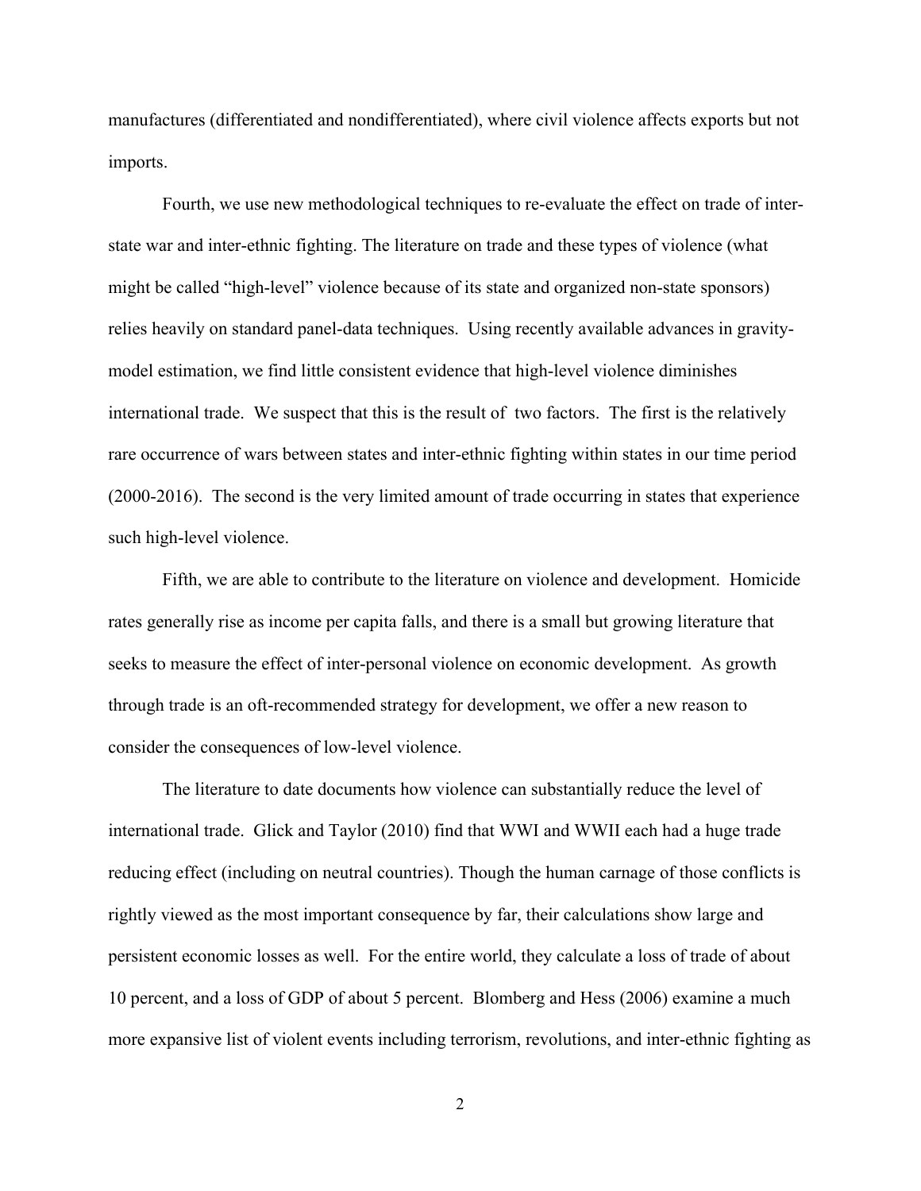manufactures (differentiated and nondifferentiated), where civil violence affects exports but not imports.

Fourth, we use new methodological techniques to re-evaluate the effect on trade of inter-state war and inter-ethnic fighting. The literature on trade and these types of violence (what might be called "high-level" violence because of its state and organized non-state sponsors) relies heavily on standard panel-data techniques. Using recently available advances in gravity-model estimation, we find little consistent evidence that high-level violence diminishes international trade. We suspect that this is the result of two factors. The first is the relatively rare occurrence of wars between states and inter-ethnic fighting within states in our time period (2000-2016). The second is the very limited amount of trade occurring in states that experience such high-level violence.

Fifth, we are able to contribute to the literature on violence and development. Homicide rates generally rise as income per capita falls, and there is a small but growing literature that seeks to measure the effect of inter-personal violence on economic development. As growth through trade is an oft-recommended strategy for development, we offer a new reason to consider the consequences of low-level violence.

The literature to date documents how violence can substantially reduce the level of international trade. Glick and Taylor (2010) find that WWI and WWII each had a huge trade reducing effect (including on neutral countries). Though the human carnage of those conflicts is rightly viewed as the most important consequence by far, their calculations show large and persistent economic losses as well. For the entire world, they calculate a loss of trade of about 10 percent, and a loss of GDP of about 5 percent. Blomberg and Hess (2006) examine a much more expansive list of violent events including terrorism, revolutions, and inter-ethnic fighting as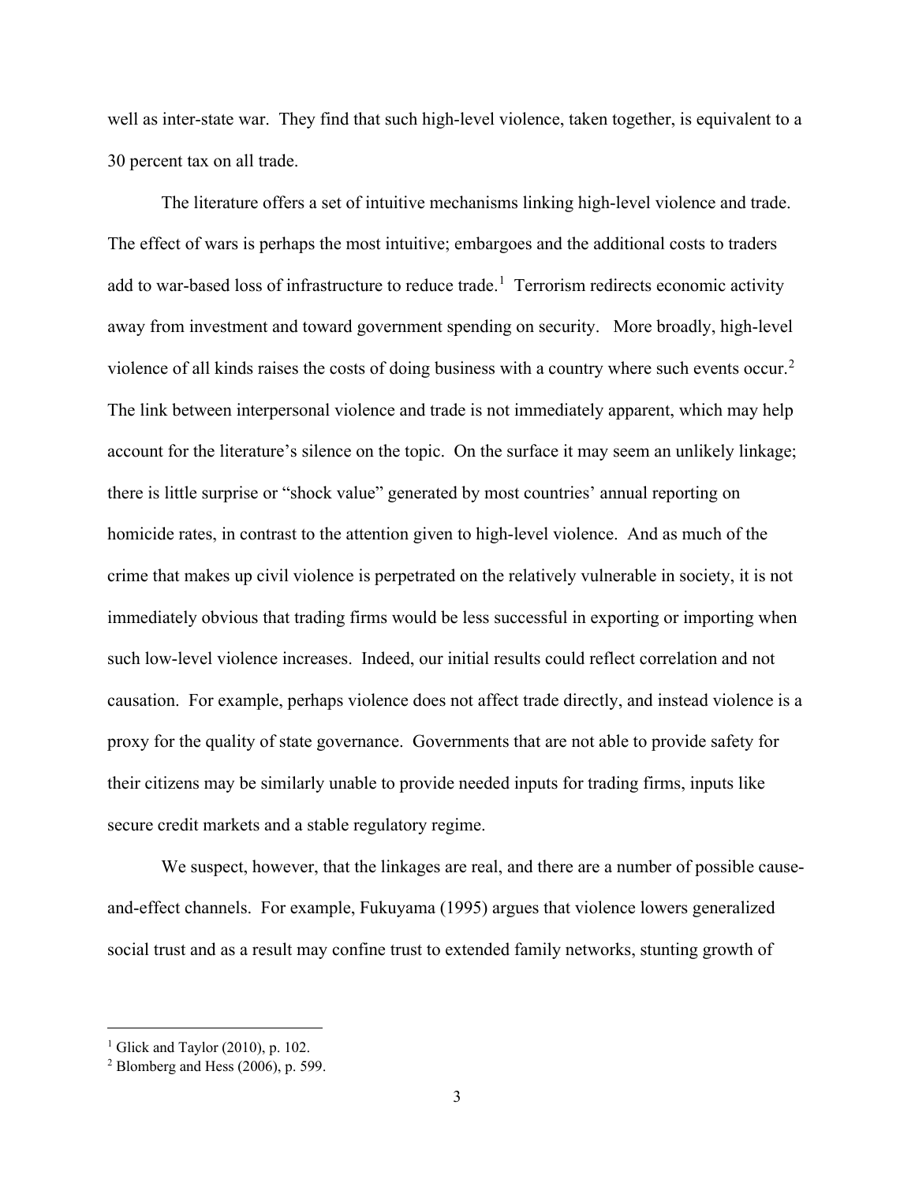well as inter-state war. They find that such high-level violence, taken together, is equivalent to a 30 percent tax on all trade.

The literature offers a set of intuitive mechanisms linking high-level violence and trade. The effect of wars is perhaps the most intuitive; embargoes and the additional costs to traders add to war-based loss of infrastructure to reduce trade.[1] Terrorism redirects economic activity away from investment and toward government spending on security. More broadly, high-level violence of all kinds raises the costs of doing business with a country where such events occur.[2] The link between interpersonal violence and trade is not immediately apparent, which may help account for the literature's silence on the topic. On the surface it may seem an unlikely linkage; there is little surprise or "shock value" generated by most countries' annual reporting on homicide rates, in contrast to the attention given to high-level violence. And as much of the crime that makes up civil violence is perpetrated on the relatively vulnerable in society, it is not immediately obvious that trading firms would be less successful in exporting or importing when such low-level violence increases. Indeed, our initial results could reflect correlation and not causation. For example, perhaps violence does not affect trade directly, and instead violence is a proxy for the quality of state governance. Governments that are not able to provide safety for their citizens may be similarly unable to provide needed inputs for trading firms, inputs like secure credit markets and a stable regulatory regime.

We suspect, however, that the linkages are real, and there are a number of possible cause-and-effect channels. For example, Fukuyama (1995) argues that violence lowers generalized social trust and as a result may confine trust to extended family networks, stunting growth of

[1] Glick and Taylor (2010), p. 102.

[2] Blomberg and Hess (2006), p. 599.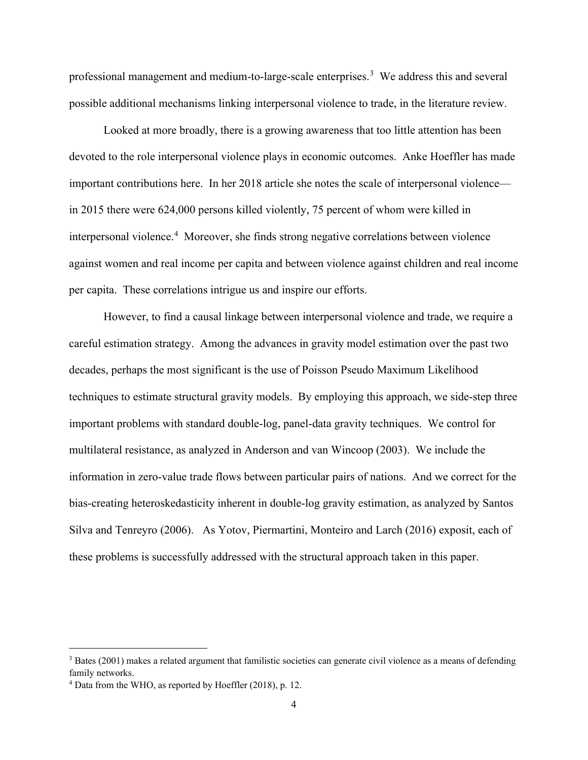professional management and medium-to-large-scale enterprises.[3] We address this and several possible additional mechanisms linking interpersonal violence to trade, in the literature review.

Looked at more broadly, there is a growing awareness that too little attention has been devoted to the role interpersonal violence plays in economic outcomes. Anke Hoeffler has made important contributions here. In her 2018 article she notes the scale of interpersonal violence—in 2015 there were 624,000 persons killed violently, 75 percent of whom were killed in interpersonal violence.[4] Moreover, she finds strong negative correlations between violence against women and real income per capita and between violence against children and real income per capita. These correlations intrigue us and inspire our efforts.

However, to find a causal linkage between interpersonal violence and trade, we require a careful estimation strategy. Among the advances in gravity model estimation over the past two decades, perhaps the most significant is the use of Poisson Pseudo Maximum Likelihood techniques to estimate structural gravity models. By employing this approach, we side-step three important problems with standard double-log, panel-data gravity techniques. We control for multilateral resistance, as analyzed in Anderson and van Wincoop (2003). We include the information in zero-value trade flows between particular pairs of nations. And we correct for the bias-creating heteroskedasticity inherent in double-log gravity estimation, as analyzed by Santos Silva and Tenreyro (2006). As Yotov, Piermartini, Monteiro and Larch (2016) exposit, each of these problems is successfully addressed with the structural approach taken in this paper.

---

[3] Bates (2001) makes a related argument that familistic societies can generate civil violence as a means of defending family networks.

[4] Data from the WHO, as reported by Hoeffler (2018), p. 12.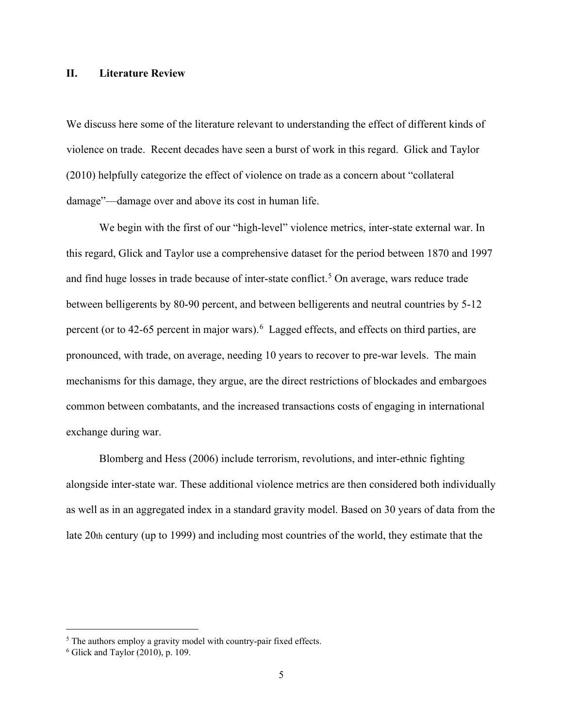## II. Literature Review

We discuss here some of the literature relevant to understanding the effect of different kinds of violence on trade. Recent decades have seen a burst of work in this regard. Glick and Taylor (2010) helpfully categorize the effect of violence on trade as a concern about "collateral damage"—damage over and above its cost in human life.

We begin with the first of our "high-level" violence metrics, inter-state external war. In this regard, Glick and Taylor use a comprehensive dataset for the period between 1870 and 1997 and find huge losses in trade because of inter-state conflict.[5] On average, wars reduce trade between belligerents by 80-90 percent, and between belligerents and neutral countries by 5-12 percent (or to 42-65 percent in major wars).[6] Lagged effects, and effects on third parties, are pronounced, with trade, on average, needing 10 years to recover to pre-war levels. The main mechanisms for this damage, they argue, are the direct restrictions of blockades and embargoes common between combatants, and the increased transactions costs of engaging in international exchange during war.

Blomberg and Hess (2006) include terrorism, revolutions, and inter-ethnic fighting alongside inter-state war. These additional violence metrics are then considered both individually as well as in an aggregated index in a standard gravity model. Based on 30 years of data from the late 20th century (up to 1999) and including most countries of the world, they estimate that the

---

[5] The authors employ a gravity model with country-pair fixed effects.

[6] Glick and Taylor (2010), p. 109.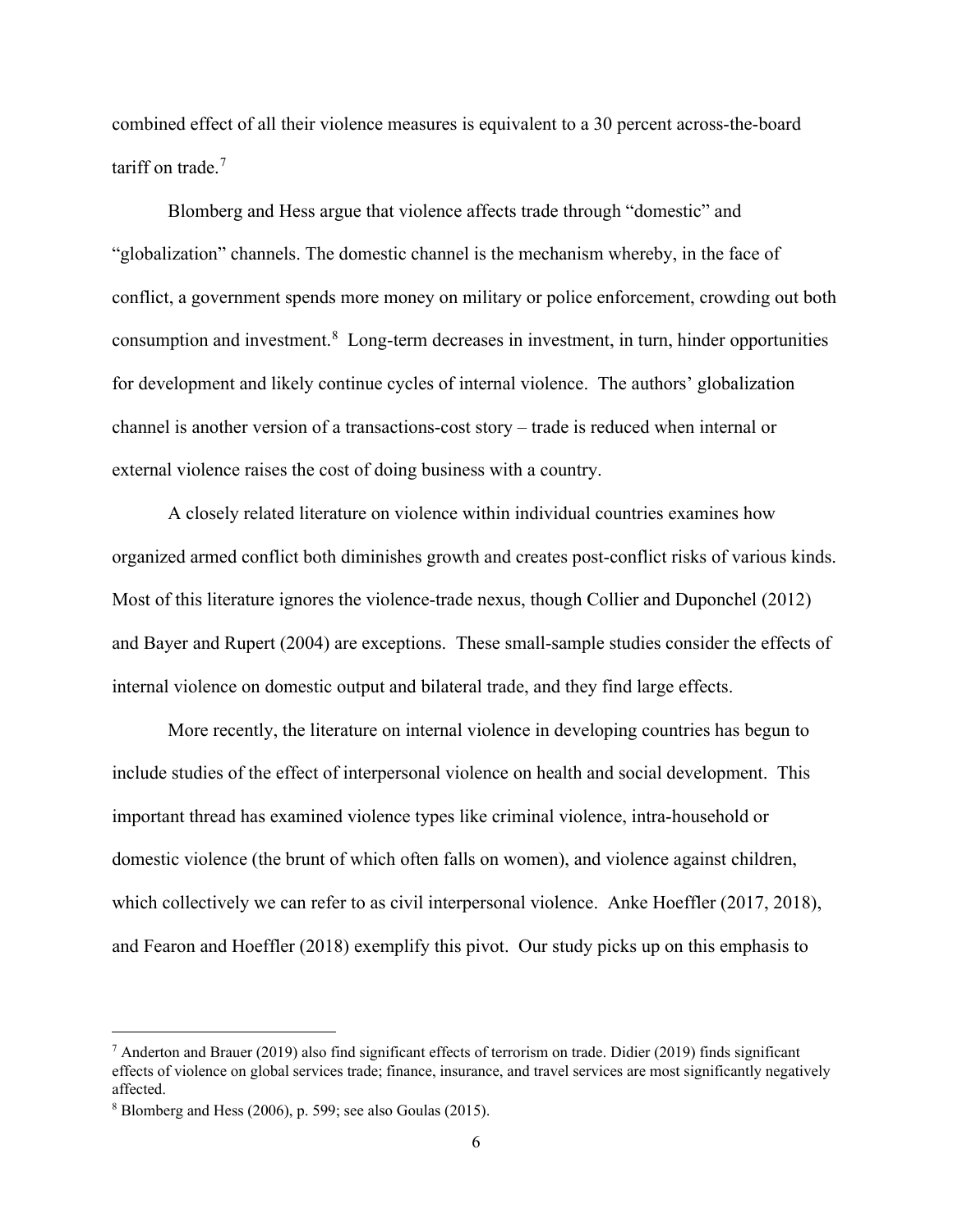combined effect of all their violence measures is equivalent to a 30 percent across-the-board tariff on trade.[7]

Blomberg and Hess argue that violence affects trade through "domestic" and "globalization" channels. The domestic channel is the mechanism whereby, in the face of conflict, a government spends more money on military or police enforcement, crowding out both consumption and investment.[8] Long-term decreases in investment, in turn, hinder opportunities for development and likely continue cycles of internal violence. The authors' globalization channel is another version of a transactions-cost story – trade is reduced when internal or external violence raises the cost of doing business with a country.

A closely related literature on violence within individual countries examines how organized armed conflict both diminishes growth and creates post-conflict risks of various kinds. Most of this literature ignores the violence-trade nexus, though Collier and Duponchel (2012) and Bayer and Rupert (2004) are exceptions. These small-sample studies consider the effects of internal violence on domestic output and bilateral trade, and they find large effects.

More recently, the literature on internal violence in developing countries has begun to include studies of the effect of interpersonal violence on health and social development. This important thread has examined violence types like criminal violence, intra-household or domestic violence (the brunt of which often falls on women), and violence against children, which collectively we can refer to as civil interpersonal violence. Anke Hoeffler (2017, 2018), and Fearon and Hoeffler (2018) exemplify this pivot. Our study picks up on this emphasis to

---

[7] Anderton and Brauer (2019) also find significant effects of terrorism on trade. Didier (2019) finds significant effects of violence on global services trade; finance, insurance, and travel services are most significantly negatively affected.

[8] Blomberg and Hess (2006), p. 599; see also Goulas (2015).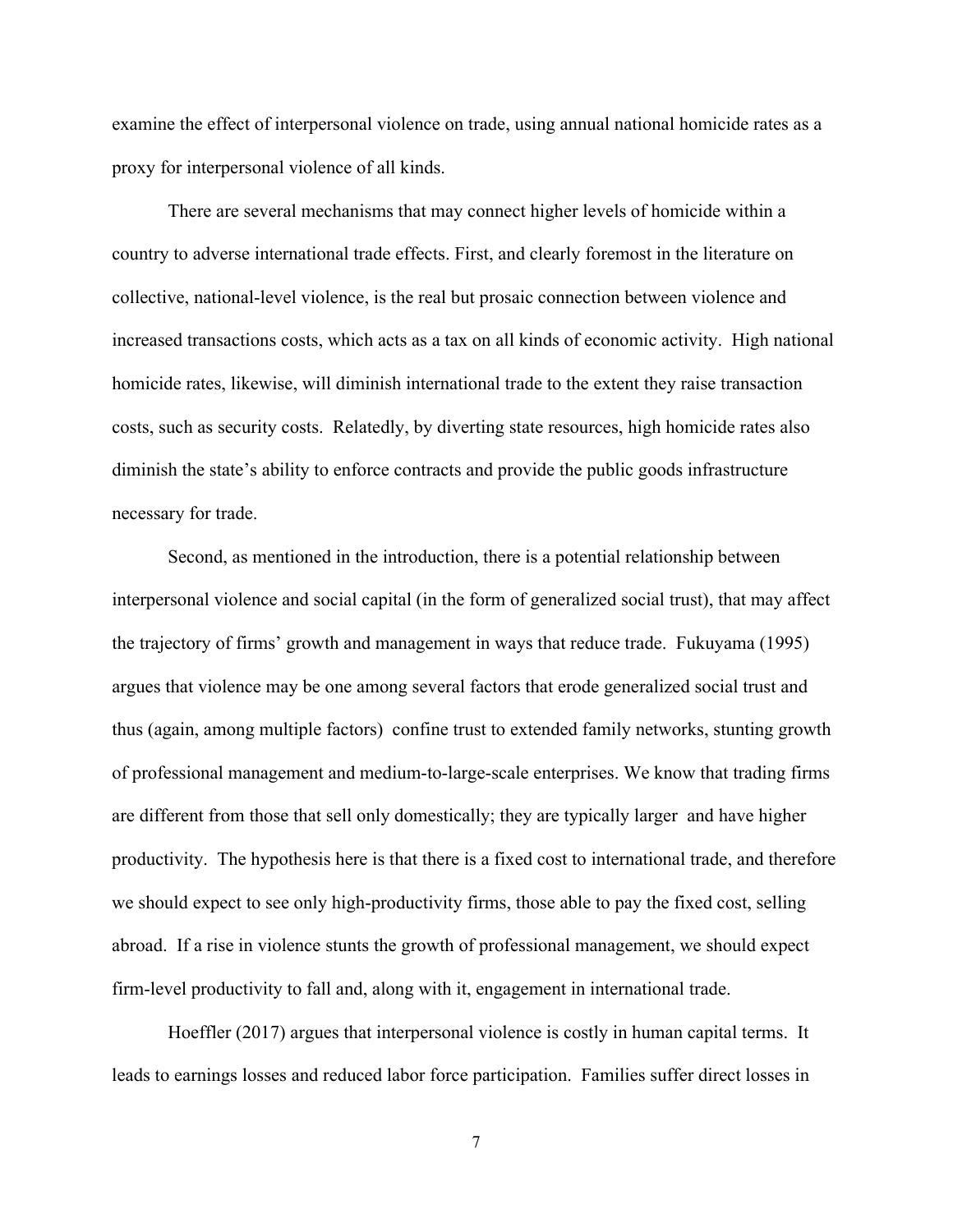examine the effect of interpersonal violence on trade, using annual national homicide rates as a proxy for interpersonal violence of all kinds.

There are several mechanisms that may connect higher levels of homicide within a country to adverse international trade effects. First, and clearly foremost in the literature on collective, national-level violence, is the real but prosaic connection between violence and increased transactions costs, which acts as a tax on all kinds of economic activity. High national homicide rates, likewise, will diminish international trade to the extent they raise transaction costs, such as security costs. Relatedly, by diverting state resources, high homicide rates also diminish the state's ability to enforce contracts and provide the public goods infrastructure necessary for trade.

Second, as mentioned in the introduction, there is a potential relationship between interpersonal violence and social capital (in the form of generalized social trust), that may affect the trajectory of firms' growth and management in ways that reduce trade. Fukuyama (1995) argues that violence may be one among several factors that erode generalized social trust and thus (again, among multiple factors) confine trust to extended family networks, stunting growth of professional management and medium-to-large-scale enterprises. We know that trading firms are different from those that sell only domestically; they are typically larger and have higher productivity. The hypothesis here is that there is a fixed cost to international trade, and therefore we should expect to see only high-productivity firms, those able to pay the fixed cost, selling abroad. If a rise in violence stunts the growth of professional management, we should expect firm-level productivity to fall and, along with it, engagement in international trade.

Hoeffler (2017) argues that interpersonal violence is costly in human capital terms. It leads to earnings losses and reduced labor force participation. Families suffer direct losses in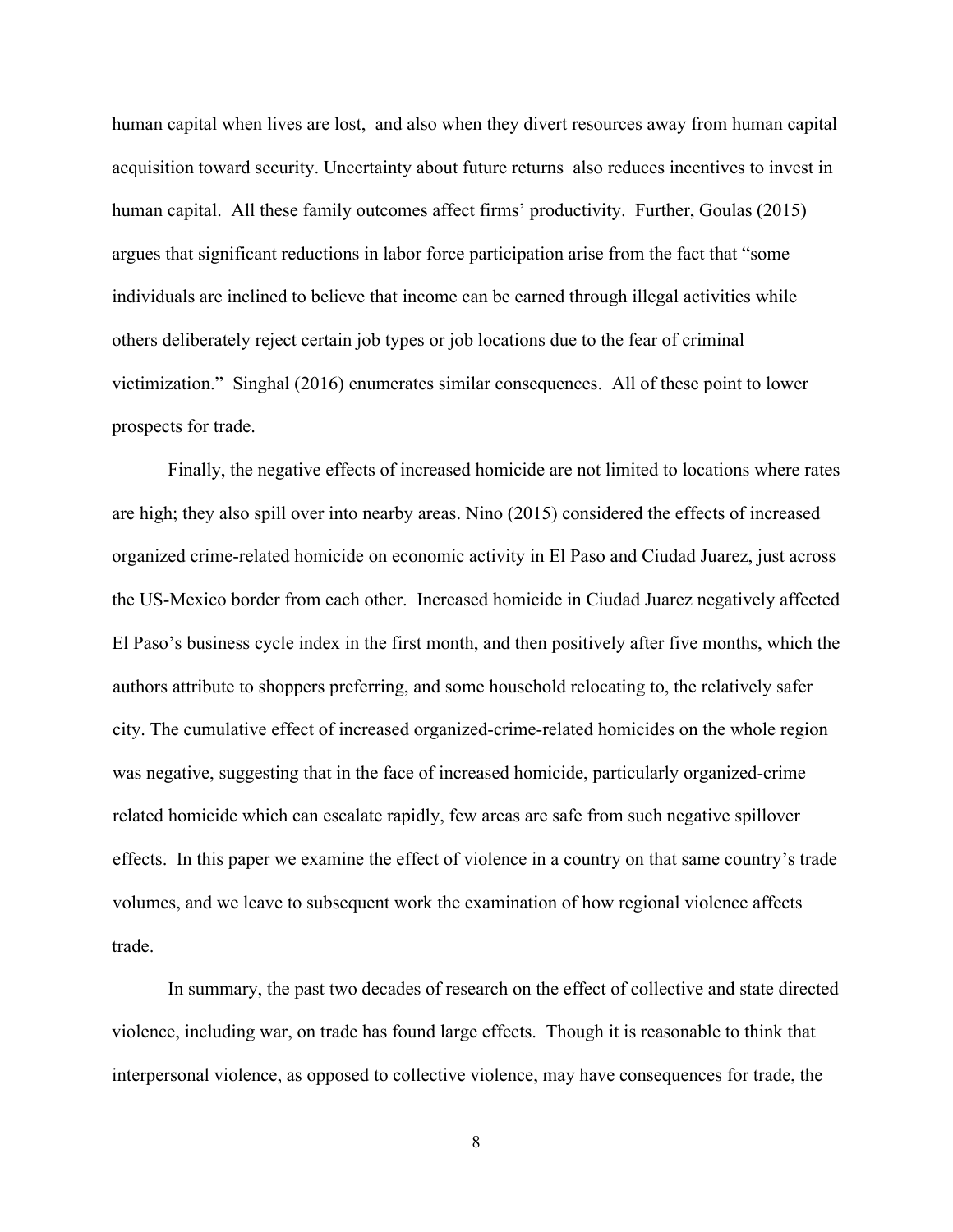human capital when lives are lost, and also when they divert resources away from human capital acquisition toward security. Uncertainty about future returns also reduces incentives to invest in human capital. All these family outcomes affect firms' productivity. Further, Goulas (2015) argues that significant reductions in labor force participation arise from the fact that "some individuals are inclined to believe that income can be earned through illegal activities while others deliberately reject certain job types or job locations due to the fear of criminal victimization." Singhal (2016) enumerates similar consequences. All of these point to lower prospects for trade.

Finally, the negative effects of increased homicide are not limited to locations where rates are high; they also spill over into nearby areas. Nino (2015) considered the effects of increased organized crime-related homicide on economic activity in El Paso and Ciudad Juarez, just across the US-Mexico border from each other. Increased homicide in Ciudad Juarez negatively affected El Paso's business cycle index in the first month, and then positively after five months, which the authors attribute to shoppers preferring, and some household relocating to, the relatively safer city. The cumulative effect of increased organized-crime-related homicides on the whole region was negative, suggesting that in the face of increased homicide, particularly organized-crime related homicide which can escalate rapidly, few areas are safe from such negative spillover effects. In this paper we examine the effect of violence in a country on that same country's trade volumes, and we leave to subsequent work the examination of how regional violence affects trade.

In summary, the past two decades of research on the effect of collective and state directed violence, including war, on trade has found large effects. Though it is reasonable to think that interpersonal violence, as opposed to collective violence, may have consequences for trade, the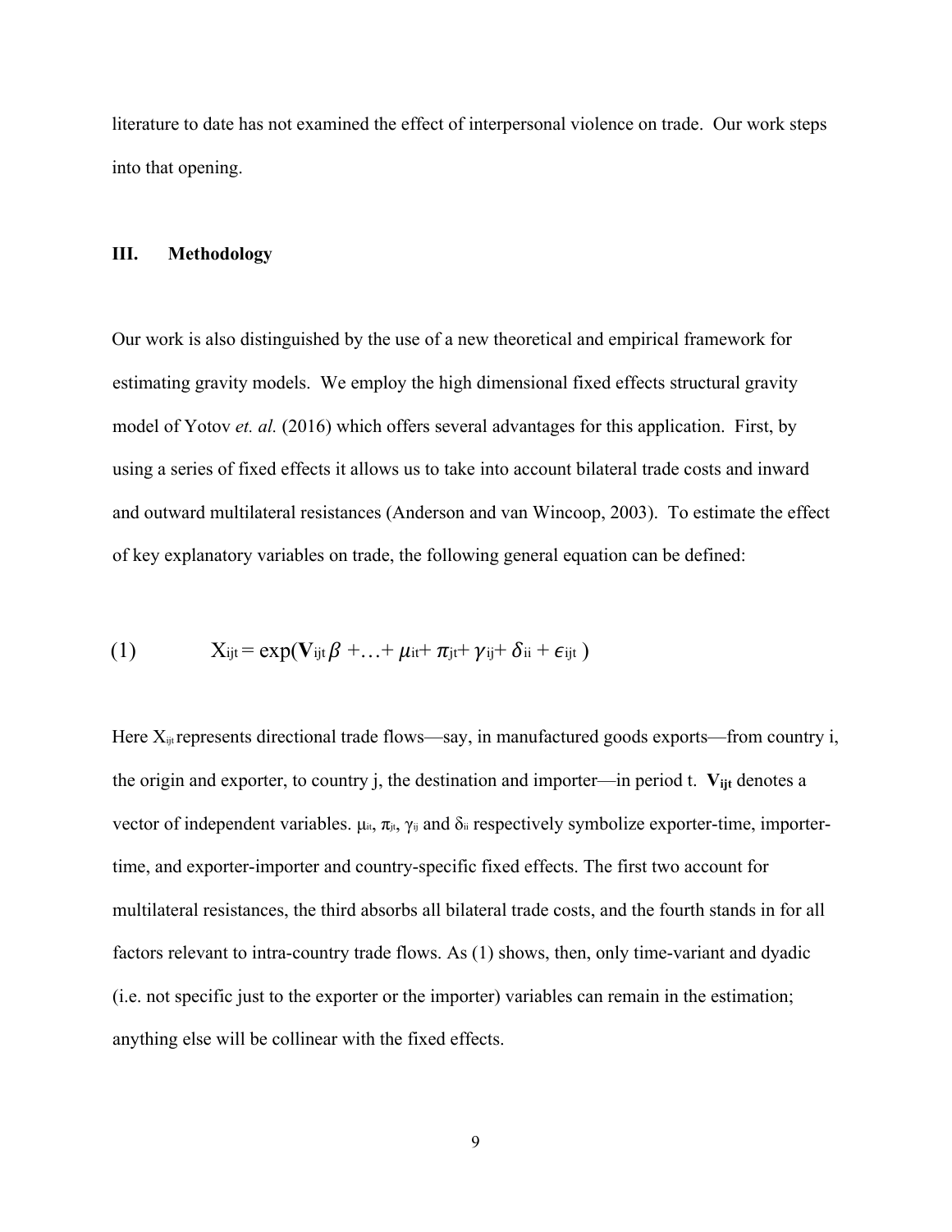literature to date has not examined the effect of interpersonal violence on trade. Our work steps into that opening.

## III. Methodology

Our work is also distinguished by the use of a new theoretical and empirical framework for estimating gravity models. We employ the high dimensional fixed effects structural gravity model of Yotov *et. al.* (2016) which offers several advantages for this application. First, by using a series of fixed effects it allows us to take into account bilateral trade costs and inward and outward multilateral resistances (Anderson and van Wincoop, 2003). To estimate the effect of key explanatory variables on trade, the following general equation can be defined:

$$(1) \qquad X_{ijt} = \exp(\mathbf{V}_{ijt}\beta + \ldots + \mu_{it} + \pi_{jt} + \gamma_{ij} + \delta_{ii} + \epsilon_{ijt})$$

Here $X_{ijt}$ represents directional trade flows—say, in manufactured goods exports—from country i, the origin and exporter, to country j, the destination and importer—in period t. $\mathbf{V}_{ijt}$ denotes a vector of independent variables. $\mu_{it}$, $\pi_{jt}$, $\gamma_{ij}$ and $\delta_{ii}$ respectively symbolize exporter-time, importer-time, and exporter-importer and country-specific fixed effects. The first two account for multilateral resistances, the third absorbs all bilateral trade costs, and the fourth stands in for all factors relevant to intra-country trade flows. As (1) shows, then, only time-variant and dyadic (i.e. not specific just to the exporter or the importer) variables can remain in the estimation; anything else will be collinear with the fixed effects.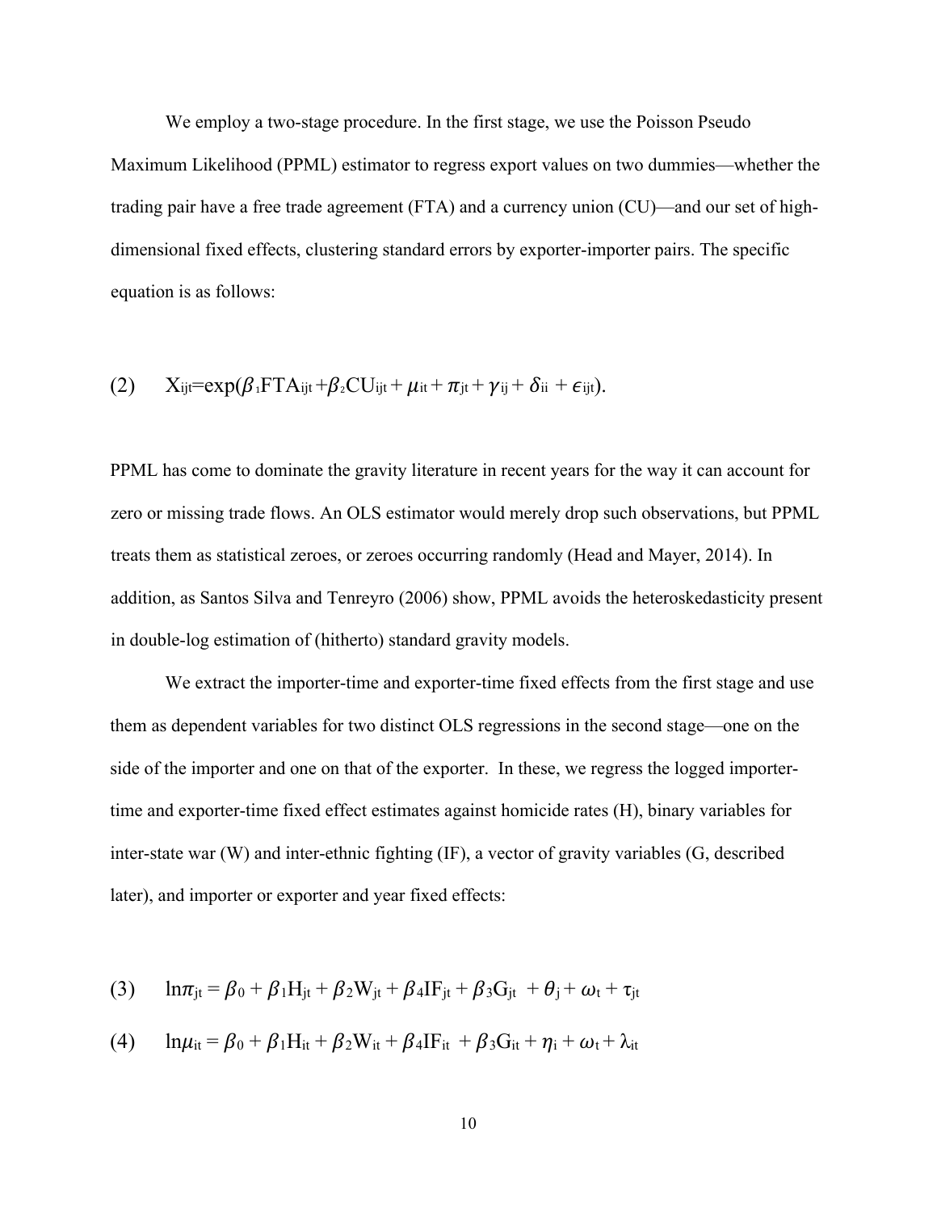We employ a two-stage procedure. In the first stage, we use the Poisson Pseudo Maximum Likelihood (PPML) estimator to regress export values on two dummies—whether the trading pair have a free trade agreement (FTA) and a currency union (CU)—and our set of high-dimensional fixed effects, clustering standard errors by exporter-importer pairs. The specific equation is as follows:

$$(2) \qquad X_{ijt}=\exp(\beta_1 FTA_{ijt} + \beta_2 CU_{ijt} + \mu_{it} + \pi_{jt} + \gamma_{ij} + \delta_{ii} + \epsilon_{ijt}).$$

PPML has come to dominate the gravity literature in recent years for the way it can account for zero or missing trade flows. An OLS estimator would merely drop such observations, but PPML treats them as statistical zeroes, or zeroes occurring randomly (Head and Mayer, 2014). In addition, as Santos Silva and Tenreyro (2006) show, PPML avoids the heteroskedasticity present in double-log estimation of (hitherto) standard gravity models.

We extract the importer-time and exporter-time fixed effects from the first stage and use them as dependent variables for two distinct OLS regressions in the second stage—one on the side of the importer and one on that of the exporter. In these, we regress the logged importer-time and exporter-time fixed effect estimates against homicide rates (H), binary variables for inter-state war (W) and inter-ethnic fighting (IF), a vector of gravity variables (G, described later), and importer or exporter and year fixed effects:

$$(3) \qquad \ln\pi_{jt} = \beta_0 + \beta_1 H_{jt} + \beta_2 W_{jt} + \beta_4 IF_{jt} + \beta_3 G_{jt} + \theta_j + \omega_t + \tau_{jt}$$

$$(4) \qquad \ln\mu_{it} = \beta_0 + \beta_1 H_{it} + \beta_2 W_{it} + \beta_4 IF_{it} + \beta_3 G_{it} + \eta_i + \omega_t + \lambda_{it}$$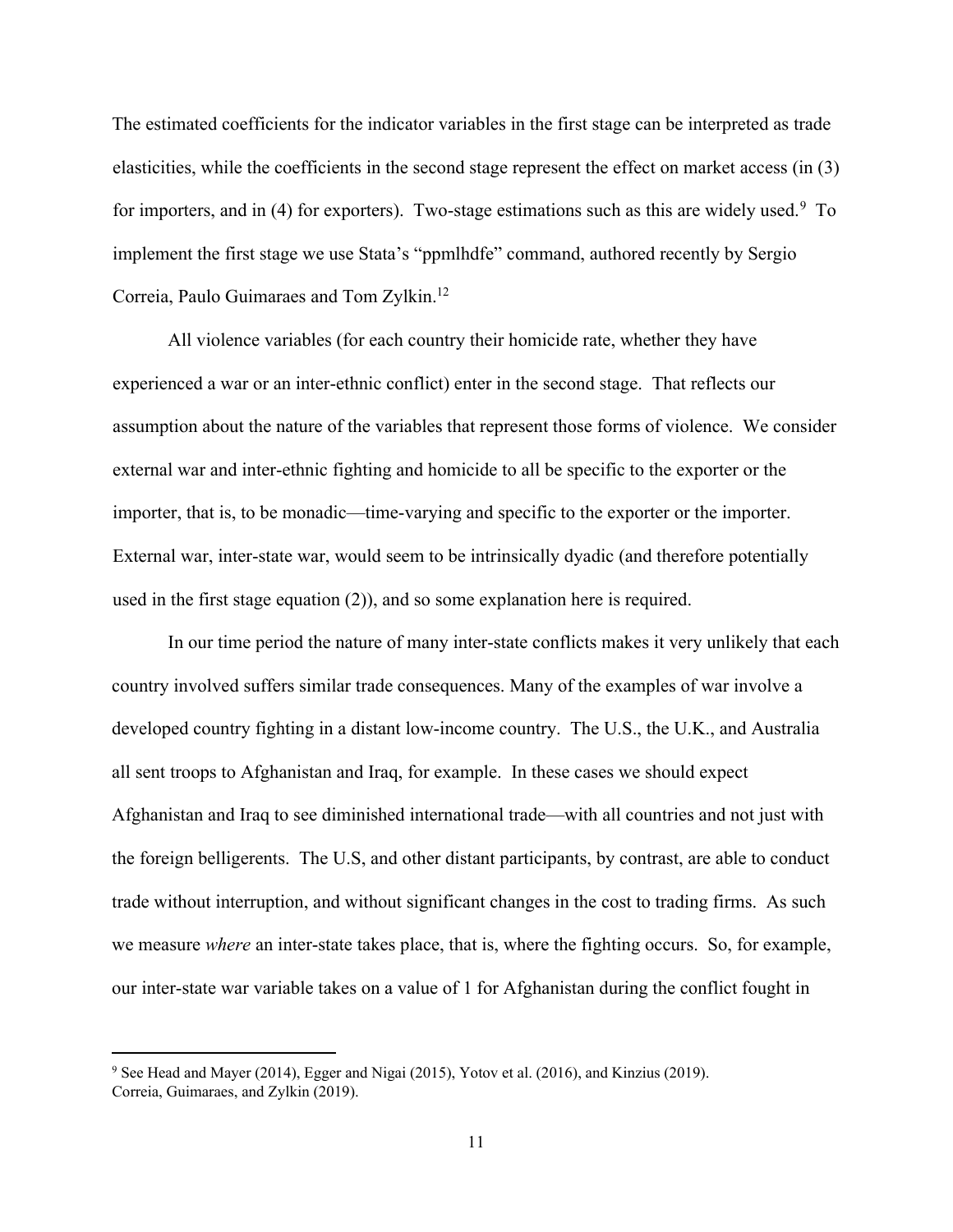The estimated coefficients for the indicator variables in the first stage can be interpreted as trade elasticities, while the coefficients in the second stage represent the effect on market access (in (3) for importers, and in (4) for exporters). Two-stage estimations such as this are widely used.[9] To implement the first stage we use Stata's "ppmlhdfe" command, authored recently by Sergio Correia, Paulo Guimaraes and Tom Zylkin.[12]

All violence variables (for each country their homicide rate, whether they have experienced a war or an inter-ethnic conflict) enter in the second stage. That reflects our assumption about the nature of the variables that represent those forms of violence. We consider external war and inter-ethnic fighting and homicide to all be specific to the exporter or the importer, that is, to be monadic—time-varying and specific to the exporter or the importer. External war, inter-state war, would seem to be intrinsically dyadic (and therefore potentially used in the first stage equation (2)), and so some explanation here is required.

In our time period the nature of many inter-state conflicts makes it very unlikely that each country involved suffers similar trade consequences. Many of the examples of war involve a developed country fighting in a distant low-income country. The U.S., the U.K., and Australia all sent troops to Afghanistan and Iraq, for example. In these cases we should expect Afghanistan and Iraq to see diminished international trade—with all countries and not just with the foreign belligerents. The U.S, and other distant participants, by contrast, are able to conduct trade without interruption, and without significant changes in the cost to trading firms. As such we measure *where* an inter-state takes place, that is, where the fighting occurs. So, for example, our inter-state war variable takes on a value of 1 for Afghanistan during the conflict fought in

---

[9] See Head and Mayer (2014), Egger and Nigai (2015), Yotov et al. (2016), and Kinzius (2019).
Correia, Guimaraes, and Zylkin (2019).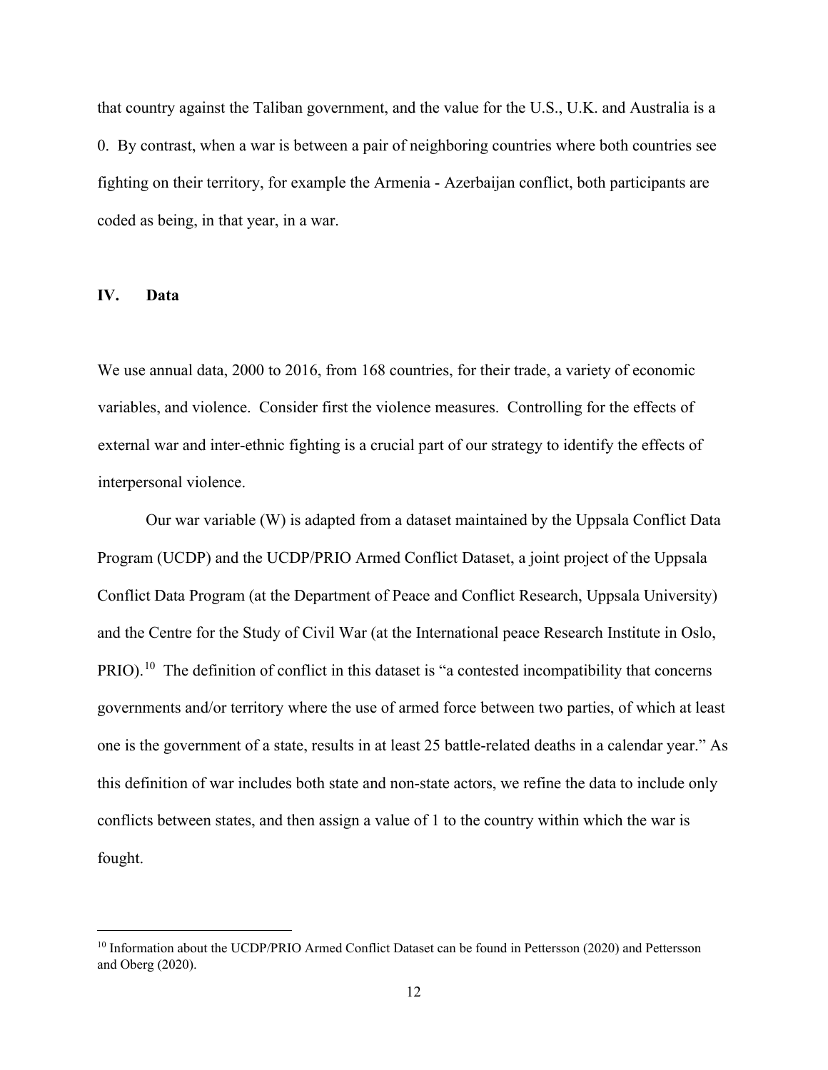that country against the Taliban government, and the value for the U.S., U.K. and Australia is a 0. By contrast, when a war is between a pair of neighboring countries where both countries see fighting on their territory, for example the Armenia - Azerbaijan conflict, both participants are coded as being, in that year, in a war.

## IV. Data

We use annual data, 2000 to 2016, from 168 countries, for their trade, a variety of economic variables, and violence. Consider first the violence measures. Controlling for the effects of external war and inter-ethnic fighting is a crucial part of our strategy to identify the effects of interpersonal violence.

Our war variable (W) is adapted from a dataset maintained by the Uppsala Conflict Data Program (UCDP) and the UCDP/PRIO Armed Conflict Dataset, a joint project of the Uppsala Conflict Data Program (at the Department of Peace and Conflict Research, Uppsala University) and the Centre for the Study of Civil War (at the International peace Research Institute in Oslo, PRIO).[10] The definition of conflict in this dataset is "a contested incompatibility that concerns governments and/or territory where the use of armed force between two parties, of which at least one is the government of a state, results in at least 25 battle-related deaths in a calendar year." As this definition of war includes both state and non-state actors, we refine the data to include only conflicts between states, and then assign a value of 1 to the country within which the war is fought.

[10] Information about the UCDP/PRIO Armed Conflict Dataset can be found in Pettersson (2020) and Pettersson and Oberg (2020).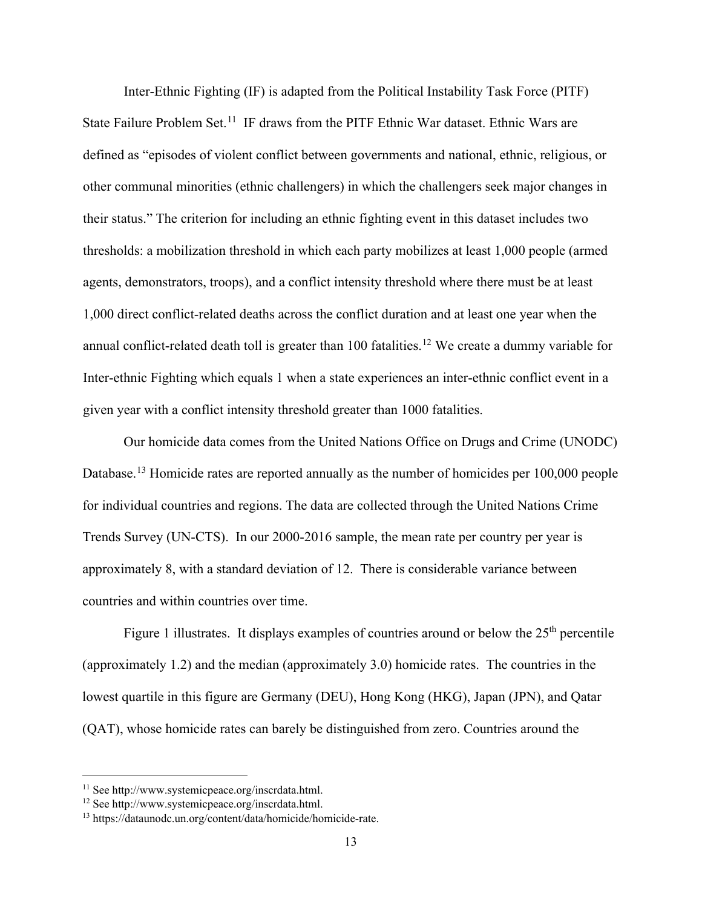Inter-Ethnic Fighting (IF) is adapted from the Political Instability Task Force (PITF) State Failure Problem Set.[11] IF draws from the PITF Ethnic War dataset. Ethnic Wars are defined as "episodes of violent conflict between governments and national, ethnic, religious, or other communal minorities (ethnic challengers) in which the challengers seek major changes in their status." The criterion for including an ethnic fighting event in this dataset includes two thresholds: a mobilization threshold in which each party mobilizes at least 1,000 people (armed agents, demonstrators, troops), and a conflict intensity threshold where there must be at least 1,000 direct conflict-related deaths across the conflict duration and at least one year when the annual conflict-related death toll is greater than 100 fatalities.[12] We create a dummy variable for Inter-ethnic Fighting which equals 1 when a state experiences an inter-ethnic conflict event in a given year with a conflict intensity threshold greater than 1000 fatalities.

Our homicide data comes from the United Nations Office on Drugs and Crime (UNODC) Database.[13] Homicide rates are reported annually as the number of homicides per 100,000 people for individual countries and regions. The data are collected through the United Nations Crime Trends Survey (UN-CTS). In our 2000-2016 sample, the mean rate per country per year is approximately 8, with a standard deviation of 12. There is considerable variance between countries and within countries over time.

Figure 1 illustrates. It displays examples of countries around or below the 25th percentile (approximately 1.2) and the median (approximately 3.0) homicide rates. The countries in the lowest quartile in this figure are Germany (DEU), Hong Kong (HKG), Japan (JPN), and Qatar (QAT), whose homicide rates can barely be distinguished from zero. Countries around the

---

[11] See http://www.systemicpeace.org/inscrdata.html.

[12] See http://www.systemicpeace.org/inscrdata.html.

[13] https://dataunodc.un.org/content/data/homicide/homicide-rate.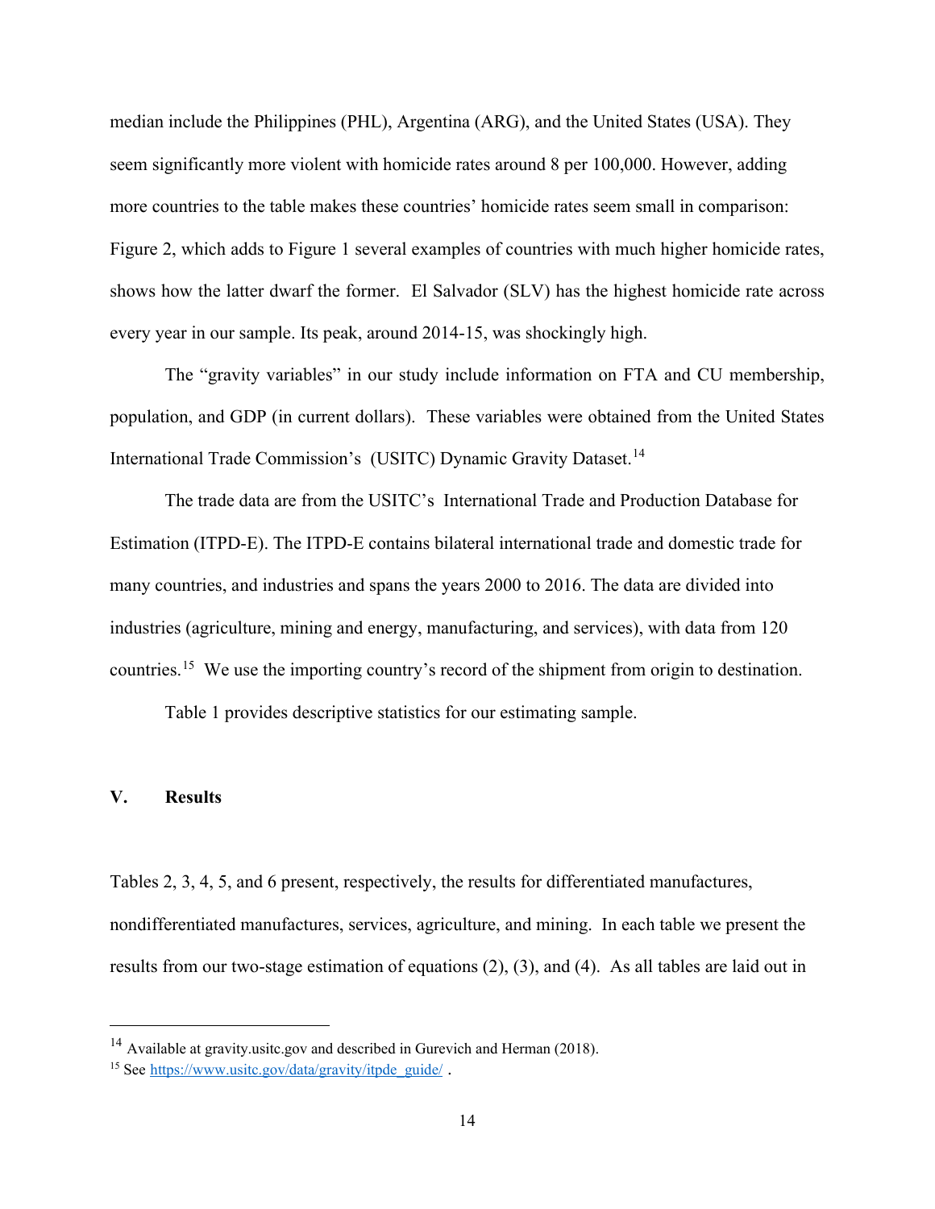median include the Philippines (PHL), Argentina (ARG), and the United States (USA). They seem significantly more violent with homicide rates around 8 per 100,000. However, adding more countries to the table makes these countries' homicide rates seem small in comparison: Figure 2, which adds to Figure 1 several examples of countries with much higher homicide rates, shows how the latter dwarf the former. El Salvador (SLV) has the highest homicide rate across every year in our sample. Its peak, around 2014-15, was shockingly high.

The "gravity variables" in our study include information on FTA and CU membership, population, and GDP (in current dollars). These variables were obtained from the United States International Trade Commission's (USITC) Dynamic Gravity Dataset.[14]

The trade data are from the USITC's International Trade and Production Database for Estimation (ITPD-E). The ITPD-E contains bilateral international trade and domestic trade for many countries, and industries and spans the years 2000 to 2016. The data are divided into industries (agriculture, mining and energy, manufacturing, and services), with data from 120 countries.[15] We use the importing country's record of the shipment from origin to destination.

Table 1 provides descriptive statistics for our estimating sample.

## V. Results

Tables 2, 3, 4, 5, and 6 present, respectively, the results for differentiated manufactures, nondifferentiated manufactures, services, agriculture, and mining. In each table we present the results from our two-stage estimation of equations (2), (3), and (4). As all tables are laid out in

---

[14] Available at gravity.usitc.gov and described in Gurevich and Herman (2018).

[15] See https://www.usitc.gov/data/gravity/itpde_guide/ .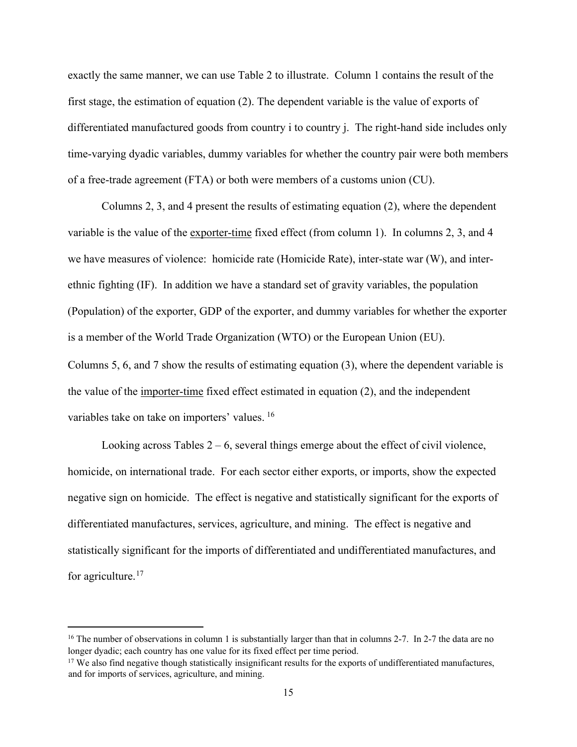exactly the same manner, we can use Table 2 to illustrate. Column 1 contains the result of the first stage, the estimation of equation (2). The dependent variable is the value of exports of differentiated manufactured goods from country i to country j. The right-hand side includes only time-varying dyadic variables, dummy variables for whether the country pair were both members of a free-trade agreement (FTA) or both were members of a customs union (CU).

Columns 2, 3, and 4 present the results of estimating equation (2), where the dependent variable is the value of the exporter-time fixed effect (from column 1). In columns 2, 3, and 4 we have measures of violence: homicide rate (Homicide Rate), inter-state war (W), and inter-ethnic fighting (IF). In addition we have a standard set of gravity variables, the population (Population) of the exporter, GDP of the exporter, and dummy variables for whether the exporter is a member of the World Trade Organization (WTO) or the European Union (EU). Columns 5, 6, and 7 show the results of estimating equation (3), where the dependent variable is the value of the importer-time fixed effect estimated in equation (2), and the independent variables take on take on importers' values. [16]

Looking across Tables 2 – 6, several things emerge about the effect of civil violence, homicide, on international trade. For each sector either exports, or imports, show the expected negative sign on homicide. The effect is negative and statistically significant for the exports of differentiated manufactures, services, agriculture, and mining. The effect is negative and statistically significant for the imports of differentiated and undifferentiated manufactures, and for agriculture. [17]

---

[16] The number of observations in column 1 is substantially larger than that in columns 2-7. In 2-7 the data are no longer dyadic; each country has one value for its fixed effect per time period.

[17] We also find negative though statistically insignificant results for the exports of undifferentiated manufactures, and for imports of services, agriculture, and mining.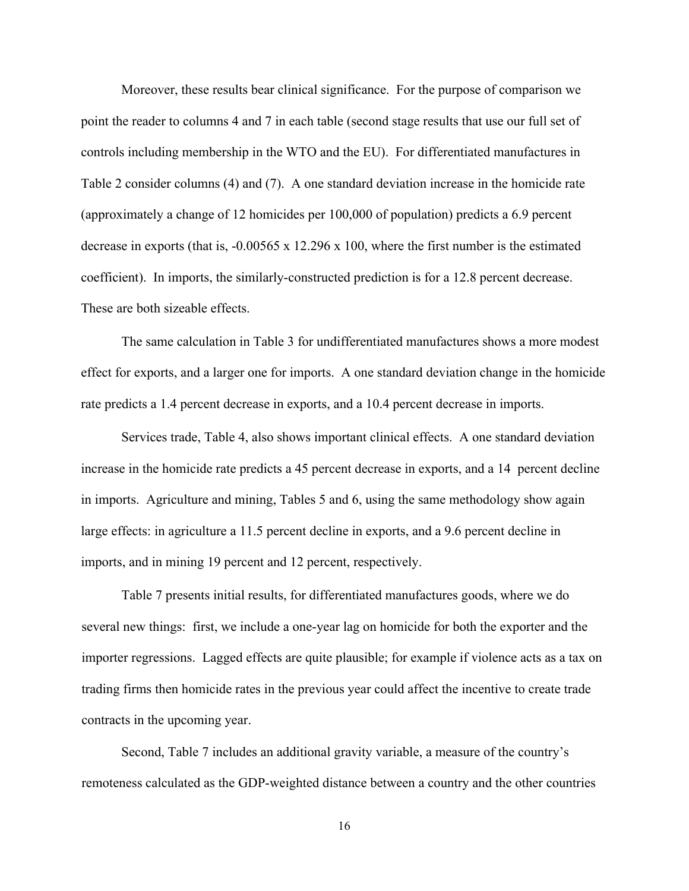Moreover, these results bear clinical significance. For the purpose of comparison we point the reader to columns 4 and 7 in each table (second stage results that use our full set of controls including membership in the WTO and the EU). For differentiated manufactures in Table 2 consider columns (4) and (7). A one standard deviation increase in the homicide rate (approximately a change of 12 homicides per 100,000 of population) predicts a 6.9 percent decrease in exports (that is, -0.00565 x 12.296 x 100, where the first number is the estimated coefficient). In imports, the similarly-constructed prediction is for a 12.8 percent decrease. These are both sizeable effects.

The same calculation in Table 3 for undifferentiated manufactures shows a more modest effect for exports, and a larger one for imports. A one standard deviation change in the homicide rate predicts a 1.4 percent decrease in exports, and a 10.4 percent decrease in imports.

Services trade, Table 4, also shows important clinical effects. A one standard deviation increase in the homicide rate predicts a 45 percent decrease in exports, and a 14 percent decline in imports. Agriculture and mining, Tables 5 and 6, using the same methodology show again large effects: in agriculture a 11.5 percent decline in exports, and a 9.6 percent decline in imports, and in mining 19 percent and 12 percent, respectively.

Table 7 presents initial results, for differentiated manufactures goods, where we do several new things: first, we include a one-year lag on homicide for both the exporter and the importer regressions. Lagged effects are quite plausible; for example if violence acts as a tax on trading firms then homicide rates in the previous year could affect the incentive to create trade contracts in the upcoming year.

Second, Table 7 includes an additional gravity variable, a measure of the country's remoteness calculated as the GDP-weighted distance between a country and the other countries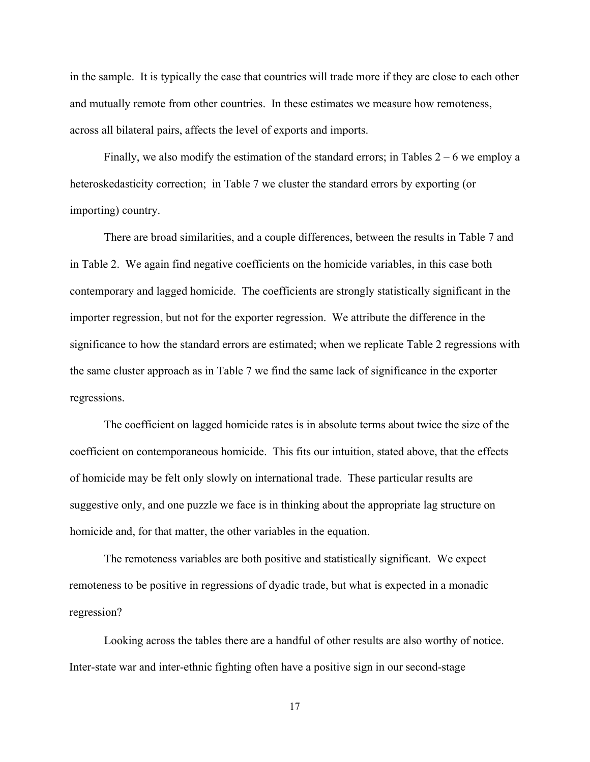in the sample. It is typically the case that countries will trade more if they are close to each other and mutually remote from other countries. In these estimates we measure how remoteness, across all bilateral pairs, affects the level of exports and imports.

Finally, we also modify the estimation of the standard errors; in Tables 2 – 6 we employ a heteroskedasticity correction; in Table 7 we cluster the standard errors by exporting (or importing) country.

There are broad similarities, and a couple differences, between the results in Table 7 and in Table 2. We again find negative coefficients on the homicide variables, in this case both contemporary and lagged homicide. The coefficients are strongly statistically significant in the importer regression, but not for the exporter regression. We attribute the difference in the significance to how the standard errors are estimated; when we replicate Table 2 regressions with the same cluster approach as in Table 7 we find the same lack of significance in the exporter regressions.

The coefficient on lagged homicide rates is in absolute terms about twice the size of the coefficient on contemporaneous homicide. This fits our intuition, stated above, that the effects of homicide may be felt only slowly on international trade. These particular results are suggestive only, and one puzzle we face is in thinking about the appropriate lag structure on homicide and, for that matter, the other variables in the equation.

The remoteness variables are both positive and statistically significant. We expect remoteness to be positive in regressions of dyadic trade, but what is expected in a monadic regression?

Looking across the tables there are a handful of other results are also worthy of notice. Inter-state war and inter-ethnic fighting often have a positive sign in our second-stage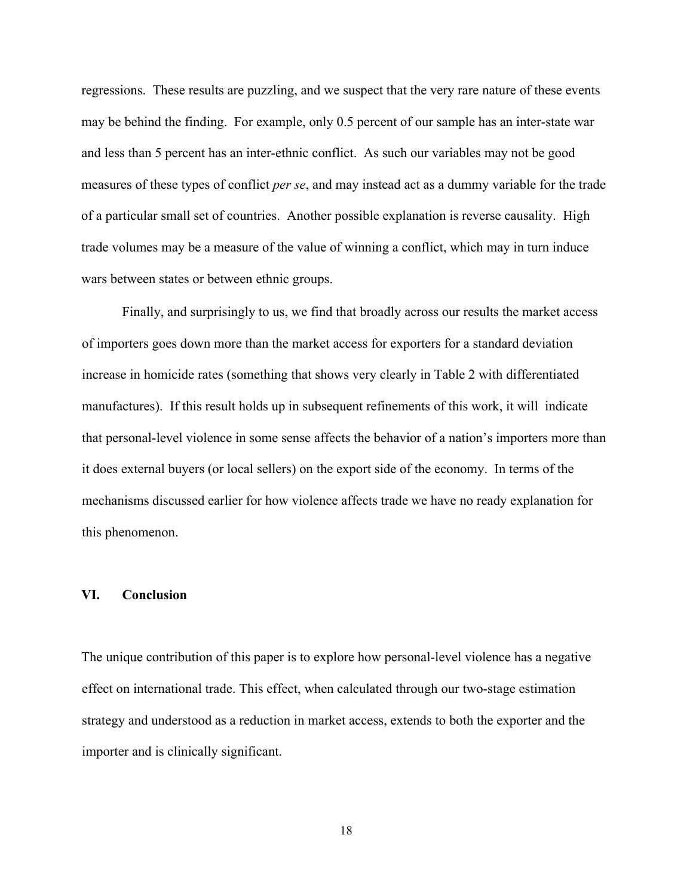regressions. These results are puzzling, and we suspect that the very rare nature of these events may be behind the finding. For example, only 0.5 percent of our sample has an inter-state war and less than 5 percent has an inter-ethnic conflict. As such our variables may not be good measures of these types of conflict *per se*, and may instead act as a dummy variable for the trade of a particular small set of countries. Another possible explanation is reverse causality. High trade volumes may be a measure of the value of winning a conflict, which may in turn induce wars between states or between ethnic groups.

Finally, and surprisingly to us, we find that broadly across our results the market access of importers goes down more than the market access for exporters for a standard deviation increase in homicide rates (something that shows very clearly in Table 2 with differentiated manufactures). If this result holds up in subsequent refinements of this work, it will indicate that personal-level violence in some sense affects the behavior of a nation's importers more than it does external buyers (or local sellers) on the export side of the economy. In terms of the mechanisms discussed earlier for how violence affects trade we have no ready explanation for this phenomenon.

## VI. Conclusion

The unique contribution of this paper is to explore how personal-level violence has a negative effect on international trade. This effect, when calculated through our two-stage estimation strategy and understood as a reduction in market access, extends to both the exporter and the importer and is clinically significant.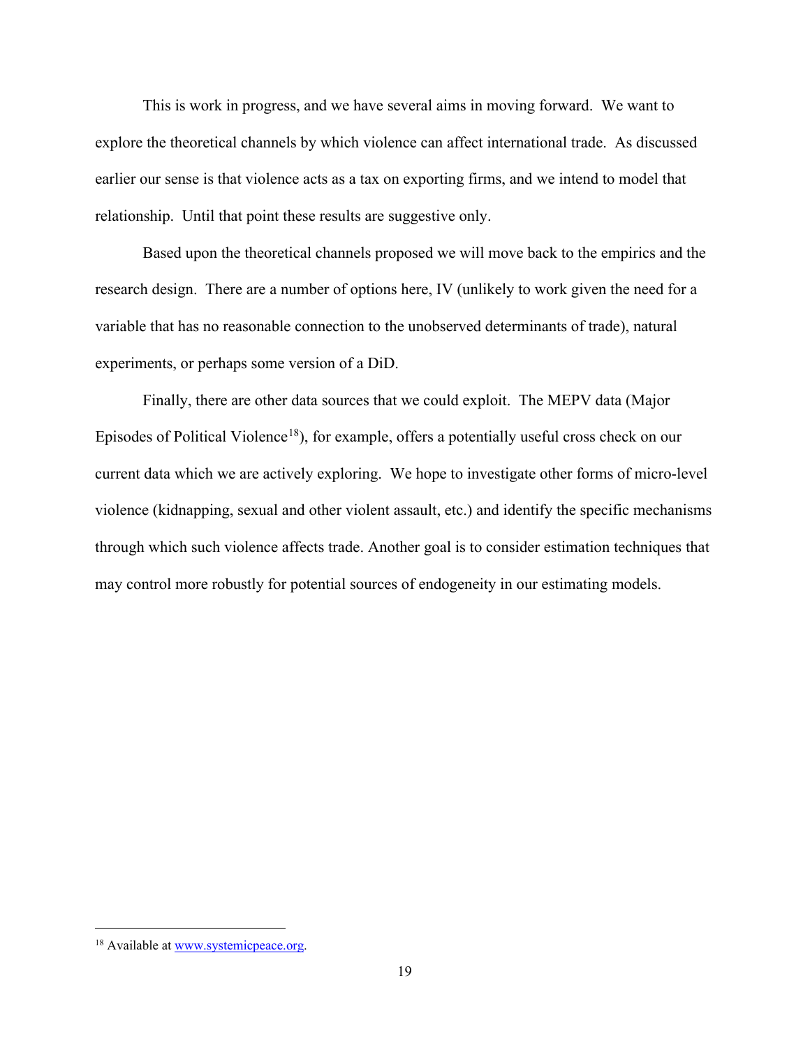This is work in progress, and we have several aims in moving forward. We want to explore the theoretical channels by which violence can affect international trade. As discussed earlier our sense is that violence acts as a tax on exporting firms, and we intend to model that relationship. Until that point these results are suggestive only.

Based upon the theoretical channels proposed we will move back to the empirics and the research design. There are a number of options here, IV (unlikely to work given the need for a variable that has no reasonable connection to the unobserved determinants of trade), natural experiments, or perhaps some version of a DiD.

Finally, there are other data sources that we could exploit. The MEPV data (Major Episodes of Political Violence[18]), for example, offers a potentially useful cross check on our current data which we are actively exploring. We hope to investigate other forms of micro-level violence (kidnapping, sexual and other violent assault, etc.) and identify the specific mechanisms through which such violence affects trade. Another goal is to consider estimation techniques that may control more robustly for potential sources of endogeneity in our estimating models.

---

[18] Available at [www.systemicpeace.org](http://www.systemicpeace.org).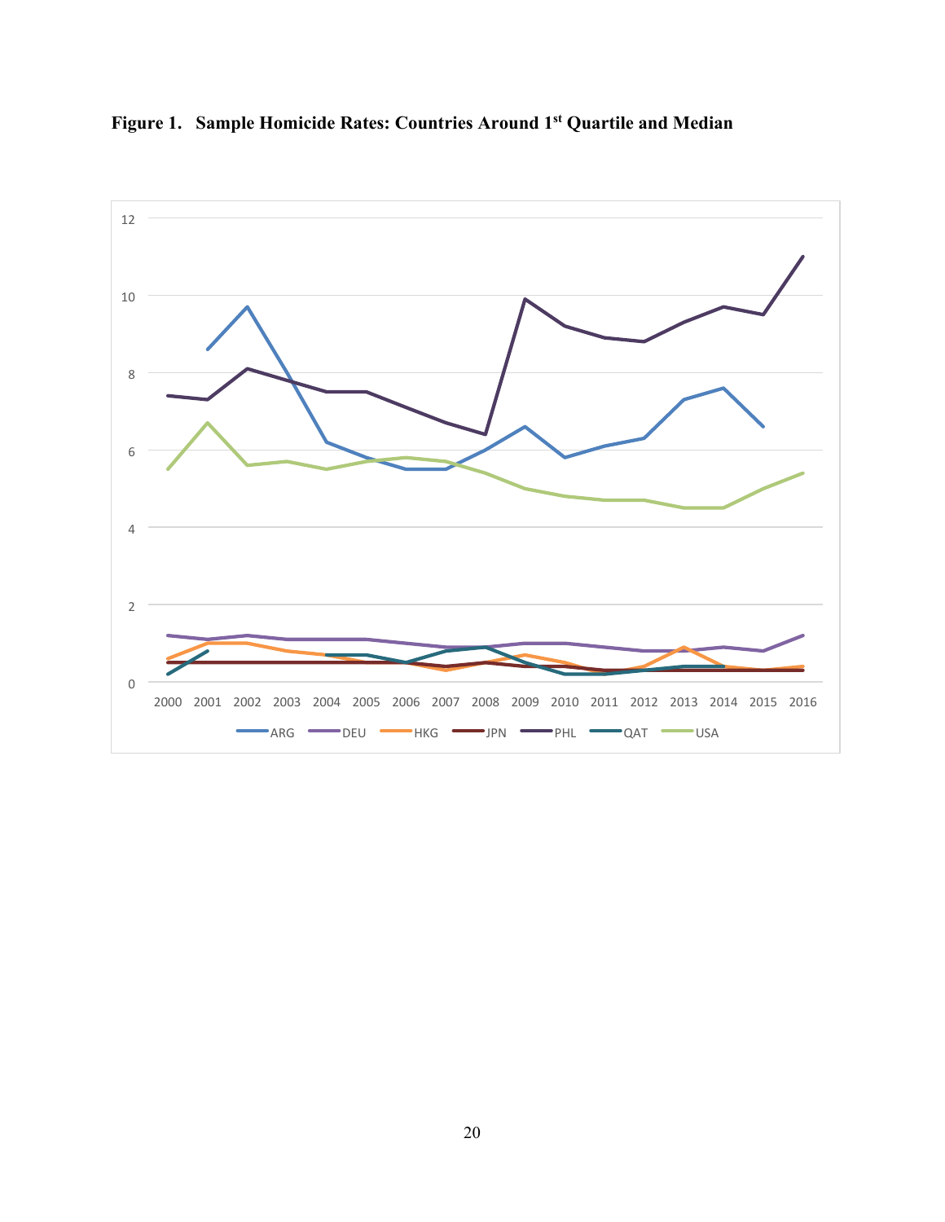**Figure 1. Sample Homicide Rates: Countries Around 1st Quartile and Median**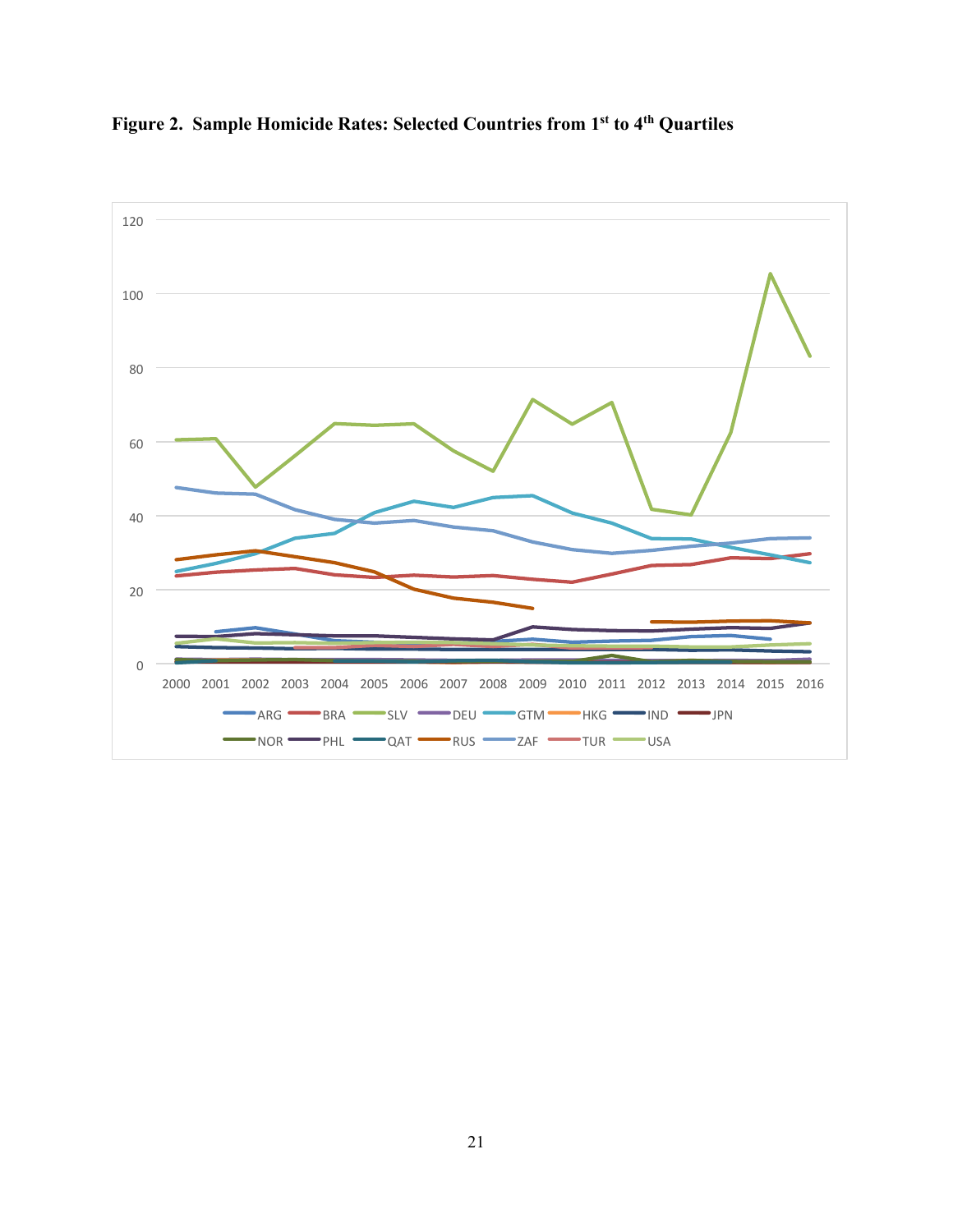**Figure 2. Sample Homicide Rates: Selected Countries from 1[st] to 4[th] Quartiles**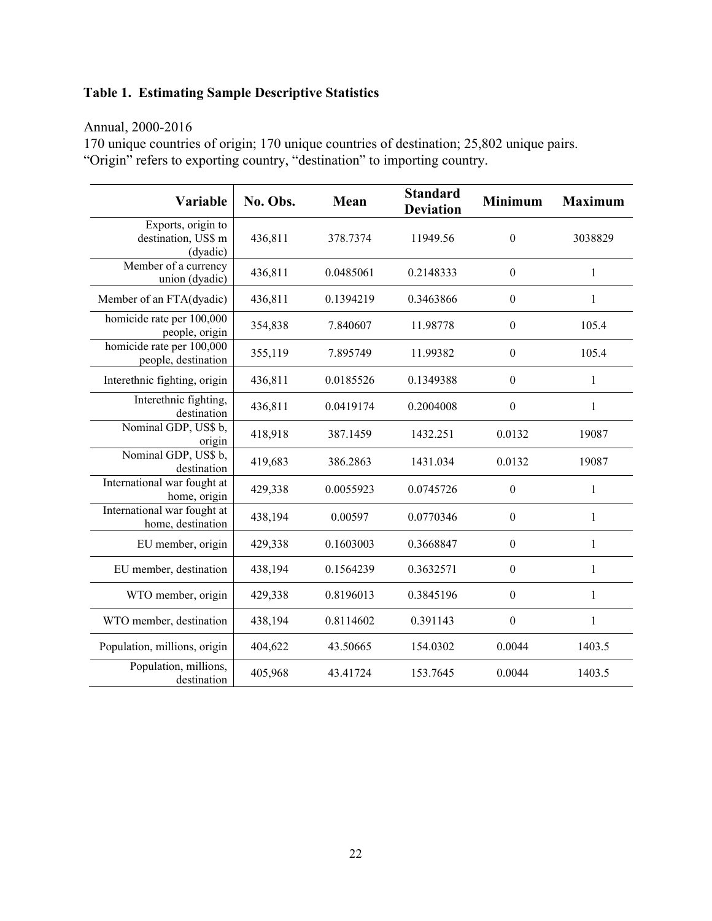**Table 1. Estimating Sample Descriptive Statistics**

Annual, 2000-2016
170 unique countries of origin; 170 unique countries of destination; 25,802 unique pairs.
"Origin" refers to exporting country, "destination" to importing country.

| Variable | No. Obs. | Mean | Standard Deviation | Minimum | Maximum |
|---|---|---|---|---|---|
| Exports, origin to destination, US$ m (dyadic) | 436,811 | 378.7374 | 11949.56 | 0 | 3038829 |
| Member of a currency union (dyadic) | 436,811 | 0.0485061 | 0.2148333 | 0 | 1 |
| Member of an FTA(dyadic) | 436,811 | 0.1394219 | 0.3463866 | 0 | 1 |
| homicide rate per 100,000 people, origin | 354,838 | 7.840607 | 11.98778 | 0 | 105.4 |
| homicide rate per 100,000 people, destination | 355,119 | 7.895749 | 11.99382 | 0 | 105.4 |
| Interethnic fighting, origin | 436,811 | 0.0185526 | 0.1349388 | 0 | 1 |
| Interethnic fighting, destination | 436,811 | 0.0419174 | 0.2004008 | 0 | 1 |
| Nominal GDP, US$ b, origin | 418,918 | 387.1459 | 1432.251 | 0.0132 | 19087 |
| Nominal GDP, US$ b, destination | 419,683 | 386.2863 | 1431.034 | 0.0132 | 19087 |
| International war fought at home, origin | 429,338 | 0.0055923 | 0.0745726 | 0 | 1 |
| International war fought at home, destination | 438,194 | 0.00597 | 0.0770346 | 0 | 1 |
| EU member, origin | 429,338 | 0.1603003 | 0.3668847 | 0 | 1 |
| EU member, destination | 438,194 | 0.1564239 | 0.3632571 | 0 | 1 |
| WTO member, origin | 429,338 | 0.8196013 | 0.3845196 | 0 | 1 |
| WTO member, destination | 438,194 | 0.8114602 | 0.391143 | 0 | 1 |
| Population, millions, origin | 404,622 | 43.50665 | 154.0302 | 0.0044 | 1403.5 |
| Population, millions, destination | 405,968 | 43.41724 | 153.7645 | 0.0044 | 1403.5 |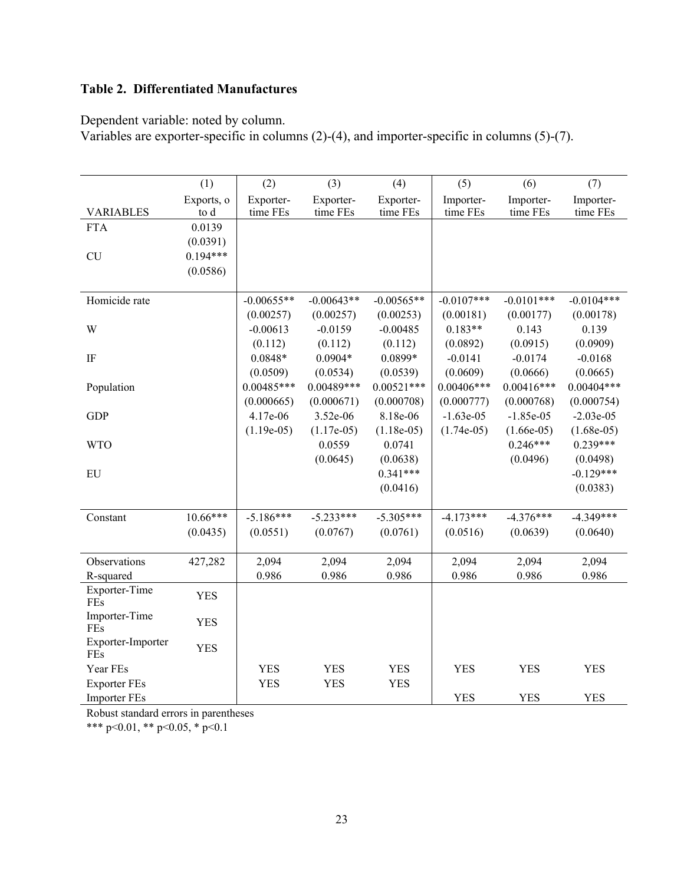### Table 2. Differentiated Manufactures

Dependent variable: noted by column.
Variables are exporter-specific in columns (2)-(4), and importer-specific in columns (5)-(7).

| | (1) | (2) | (3) | (4) | (5) | (6) | (7) |
|---|---|---|---|---|---|---|---|
| VARIABLES | Exports, o to d | Exporter-time FEs | Exporter-time FEs | Exporter-time FEs | Importer-time FEs | Importer-time FEs | Importer-time FEs |
| FTA | 0.0139 | | | | | | |
| | (0.0391) | | | | | | |
| CU | 0.194*** | | | | | | |
| | (0.0586) | | | | | | |
| Homicide rate | | -0.00655** | -0.00643** | -0.00565** | -0.0107*** | -0.0101*** | -0.0104*** |
| | | (0.00257) | (0.00257) | (0.00253) | (0.00181) | (0.00177) | (0.00178) |
| W | | -0.00613 | -0.0159 | -0.00485 | 0.183** | 0.143 | 0.139 |
| | | (0.112) | (0.112) | (0.112) | (0.0892) | (0.0915) | (0.0909) |
| IF | | 0.0848* | 0.0904* | 0.0899* | -0.0141 | -0.0174 | -0.0168 |
| | | (0.0509) | (0.0534) | (0.0539) | (0.0609) | (0.0666) | (0.0665) |
| Population | | 0.00485*** | 0.00489*** | 0.00521*** | 0.00406*** | 0.00416*** | 0.00404*** |
| | | (0.000665) | (0.000671) | (0.000708) | (0.000777) | (0.000768) | (0.000754) |
| GDP | | 4.17e-06 | 3.52e-06 | 8.18e-06 | -1.63e-05 | -1.85e-05 | -2.03e-05 |
| | | (1.19e-05) | (1.17e-05) | (1.18e-05) | (1.74e-05) | (1.66e-05) | (1.68e-05) |
| WTO | | | 0.0559 | 0.0741 | | 0.246*** | 0.239*** |
| | | | (0.0645) | (0.0638) | | (0.0496) | (0.0498) |
| EU | | | | 0.341*** | | | -0.129*** |
| | | | | (0.0416) | | | (0.0383) |
| Constant | 10.66*** | -5.186*** | -5.233*** | -5.305*** | -4.173*** | -4.376*** | -4.349*** |
| | (0.0435) | (0.0551) | (0.0767) | (0.0761) | (0.0516) | (0.0639) | (0.0640) |
| Observations | 427,282 | 2,094 | 2,094 | 2,094 | 2,094 | 2,094 | 2,094 |
| R-squared | | 0.986 | 0.986 | 0.986 | 0.986 | 0.986 | 0.986 |
| Exporter-Time FEs | YES | | | | | | |
| Importer-Time FEs | YES | | | | | | |
| Exporter-Importer FEs | YES | | | | | | |
| Year FEs | | YES | YES | YES | YES | YES | YES |
| Exporter FEs | | YES | YES | YES | | | |
| Importer FEs | | | | | YES | YES | YES |

Robust standard errors in parentheses

*** p<0.01, ** p<0.05, * p<0.1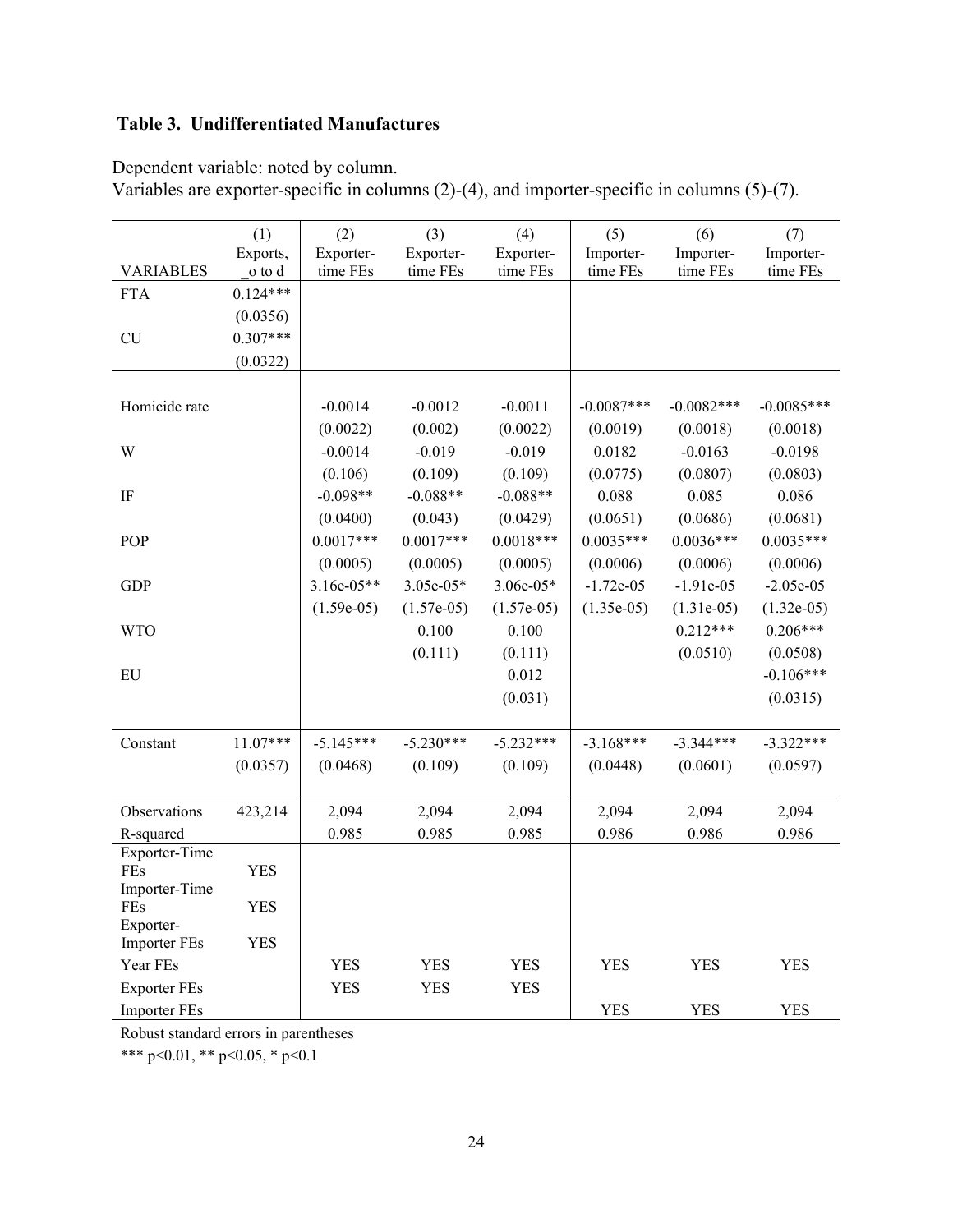### Table 3. Undifferentiated Manufactures

Dependent variable: noted by column.
Variables are exporter-specific in columns (2)-(4), and importer-specific in columns (5)-(7).

| VARIABLES | (1) Exports, _o to d | (2) Exporter-time FEs | (3) Exporter-time FEs | (4) Exporter-time FEs | (5) Importer-time FEs | (6) Importer-time FEs | (7) Importer-time FEs |
|---|---|---|---|---|---|---|---|
| FTA | 0.124*** | | | | | | |
| | (0.0356) | | | | | | |
| CU | 0.307*** | | | | | | |
| | (0.0322) | | | | | | |
| Homicide rate | | -0.0014 | -0.0012 | -0.0011 | -0.0087*** | -0.0082*** | -0.0085*** |
| | | (0.0022) | (0.002) | (0.0022) | (0.0019) | (0.0018) | (0.0018) |
| W | | -0.0014 | -0.019 | -0.019 | 0.0182 | -0.0163 | -0.0198 |
| | | (0.106) | (0.109) | (0.109) | (0.0775) | (0.0807) | (0.0803) |
| IF | | -0.098** | -0.088** | -0.088** | 0.088 | 0.085 | 0.086 |
| | | (0.0400) | (0.043) | (0.0429) | (0.0651) | (0.0686) | (0.0681) |
| POP | | 0.0017*** | 0.0017*** | 0.0018*** | 0.0035*** | 0.0036*** | 0.0035*** |
| | | (0.0005) | (0.0005) | (0.0005) | (0.0006) | (0.0006) | (0.0006) |
| GDP | | 3.16e-05** | 3.05e-05* | 3.06e-05* | -1.72e-05 | -1.91e-05 | -2.05e-05 |
| | | (1.59e-05) | (1.57e-05) | (1.57e-05) | (1.35e-05) | (1.31e-05) | (1.32e-05) |
| WTO | | | 0.100 | 0.100 | | 0.212*** | 0.206*** |
| | | | (0.111) | (0.111) | | (0.0510) | (0.0508) |
| EU | | | | 0.012 | | | -0.106*** |
| | | | | (0.031) | | | (0.0315) |
| Constant | 11.07*** | -5.145*** | -5.230*** | -5.232*** | -3.168*** | -3.344*** | -3.322*** |
| | (0.0357) | (0.0468) | (0.109) | (0.109) | (0.0448) | (0.0601) | (0.0597) |
| Observations | 423,214 | 2,094 | 2,094 | 2,094 | 2,094 | 2,094 | 2,094 |
| R-squared | | 0.985 | 0.985 | 0.985 | 0.986 | 0.986 | 0.986 |
| Exporter-Time FEs | YES | | | | | | |
| Importer-Time FEs | YES | | | | | | |
| Exporter-Importer FEs | YES | | | | | | |
| Year FEs | | YES | YES | YES | YES | YES | YES |
| Exporter FEs | | YES | YES | YES | | | |
| Importer FEs | | | | | YES | YES | YES |

Robust standard errors in parentheses

*** p<0.01, ** p<0.05, * p<0.1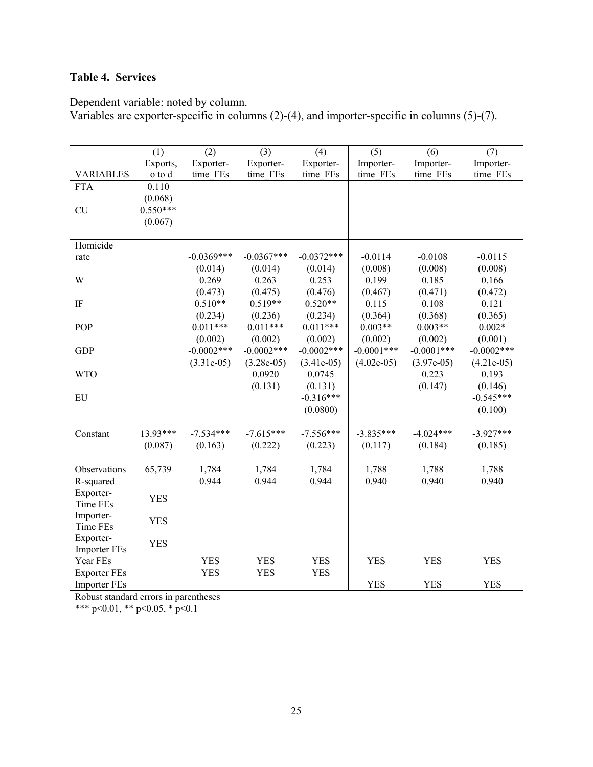### Table 4. Services

Dependent variable: noted by column.
Variables are exporter-specific in columns (2)-(4), and importer-specific in columns (5)-(7).

| VARIABLES | (1) Exports, o to d | (2) Exporter-time_FEs | (3) Exporter-time_FEs | (4) Exporter-time_FEs | (5) Importer-time_FEs | (6) Importer-time_FEs | (7) Importer-time_FEs |
|---|---|---|---|---|---|---|---|
| FTA | 0.110 | | | | | | |
| | (0.068) | | | | | | |
| CU | 0.550*** | | | | | | |
| | (0.067) | | | | | | |
| Homicide rate | | -0.0369*** | -0.0367*** | -0.0372*** | -0.0114 | -0.0108 | -0.0115 |
| | | (0.014) | (0.014) | (0.014) | (0.008) | (0.008) | (0.008) |
| W | | 0.269 | 0.263 | 0.253 | 0.199 | 0.185 | 0.166 |
| | | (0.473) | (0.475) | (0.476) | (0.467) | (0.471) | (0.472) |
| IF | | 0.510** | 0.519** | 0.520** | 0.115 | 0.108 | 0.121 |
| | | (0.234) | (0.236) | (0.234) | (0.364) | (0.368) | (0.365) |
| POP | | 0.011*** | 0.011*** | 0.011*** | 0.003** | 0.003** | 0.002* |
| | | (0.002) | (0.002) | (0.002) | (0.002) | (0.002) | (0.001) |
| GDP | | -0.0002*** | -0.0002*** | -0.0002*** | -0.0001*** | -0.0001*** | -0.0002*** |
| | | (3.31e-05) | (3.28e-05) | (3.41e-05) | (4.02e-05) | (3.97e-05) | (4.21e-05) |
| WTO | | | 0.0920 | 0.0745 | | 0.223 | 0.193 |
| | | | (0.131) | (0.131) | | (0.147) | (0.146) |
| EU | | | | -0.316*** | | | -0.545*** |
| | | | | (0.0800) | | | (0.100) |
| Constant | 13.93*** | -7.534*** | -7.615*** | -7.556*** | -3.835*** | -4.024*** | -3.927*** |
| | (0.087) | (0.163) | (0.222) | (0.223) | (0.117) | (0.184) | (0.185) |
| Observations | 65,739 | 1,784 | 1,784 | 1,784 | 1,788 | 1,788 | 1,788 |
| R-squared | | 0.944 | 0.944 | 0.944 | 0.940 | 0.940 | 0.940 |
| Exporter-Time FEs | YES | | | | | | |
| Importer-Time FEs | YES | | | | | | |
| Exporter-Importer FEs | YES | | | | | | |
| Year FEs | | YES | YES | YES | YES | YES | YES |
| Exporter FEs | | YES | YES | YES | | | |
| Importer FEs | | | | | YES | YES | YES |

Robust standard errors in parentheses
*** p<0.01, ** p<0.05, * p<0.1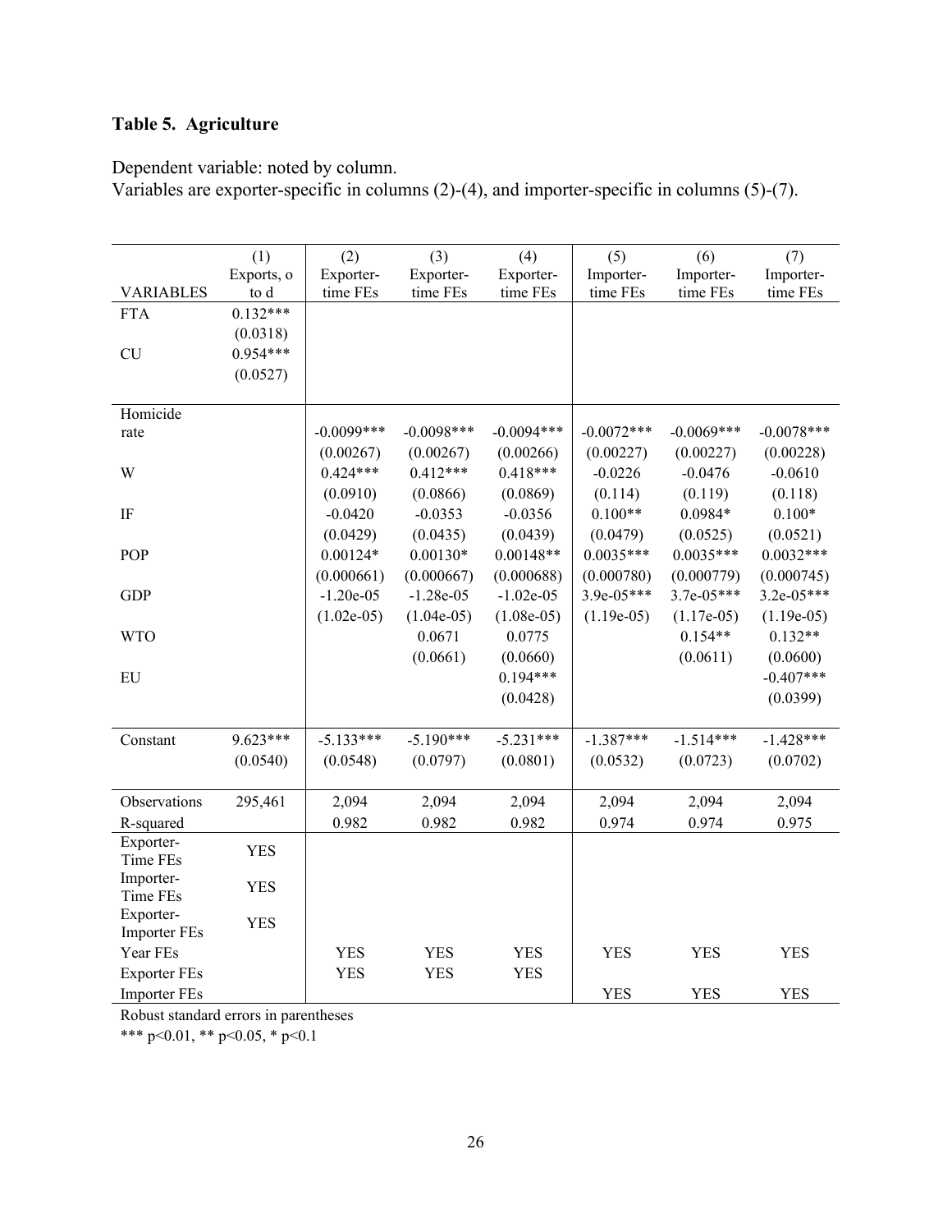### Table 5. Agriculture

Dependent variable: noted by column.

Variables are exporter-specific in columns (2)-(4), and importer-specific in columns (5)-(7).

| VARIABLES | (1) Exports, o to d | (2) Exporter-time FEs | (3) Exporter-time FEs | (4) Exporter-time FEs | (5) Importer-time FEs | (6) Importer-time FEs | (7) Importer-time FEs |
|---|---|---|---|---|---|---|---|
| FTA | 0.132*** | | | | | | |
| | (0.0318) | | | | | | |
| CU | 0.954*** | | | | | | |
| | (0.0527) | | | | | | |
| Homicide rate | | -0.0099*** | -0.0098*** | -0.0094*** | -0.0072*** | -0.0069*** | -0.0078*** |
| | | (0.00267) | (0.00267) | (0.00266) | (0.00227) | (0.00227) | (0.00228) |
| W | | 0.424*** | 0.412*** | 0.418*** | -0.0226 | -0.0476 | -0.0610 |
| | | (0.0910) | (0.0866) | (0.0869) | (0.114) | (0.119) | (0.118) |
| IF | | -0.0420 | -0.0353 | -0.0356 | 0.100** | 0.0984* | 0.100* |
| | | (0.0429) | (0.0435) | (0.0439) | (0.0479) | (0.0525) | (0.0521) |
| POP | | 0.00124* | 0.00130* | 0.00148** | 0.0035*** | 0.0035*** | 0.0032*** |
| | | (0.000661) | (0.000667) | (0.000688) | (0.000780) | (0.000779) | (0.000745) |
| GDP | | -1.20e-05 | -1.28e-05 | -1.02e-05 | 3.9e-05*** | 3.7e-05*** | 3.2e-05*** |
| | | (1.02e-05) | (1.04e-05) | (1.08e-05) | (1.19e-05) | (1.17e-05) | (1.19e-05) |
| WTO | | | 0.0671 | 0.0775 | | 0.154** | 0.132** |
| | | | (0.0661) | (0.0660) | | (0.0611) | (0.0600) |
| EU | | | | 0.194*** | | | -0.407*** |
| | | | | (0.0428) | | | (0.0399) |
| Constant | 9.623*** | -5.133*** | -5.190*** | -5.231*** | -1.387*** | -1.514*** | -1.428*** |
| | (0.0540) | (0.0548) | (0.0797) | (0.0801) | (0.0532) | (0.0723) | (0.0702) |
| Observations | 295,461 | 2,094 | 2,094 | 2,094 | 2,094 | 2,094 | 2,094 |
| R-squared | | 0.982 | 0.982 | 0.982 | 0.974 | 0.974 | 0.975 |
| Exporter-Time FEs | YES | | | | | | |
| Importer-Time FEs | YES | | | | | | |
| Exporter-Importer FEs | YES | | | | | | |
| Year FEs | | YES | YES | YES | YES | YES | YES |
| Exporter FEs | | YES | YES | YES | | | |
| Importer FEs | | | | | YES | YES | YES |

Robust standard errors in parentheses

*** p<0.01, ** p<0.05, * p<0.1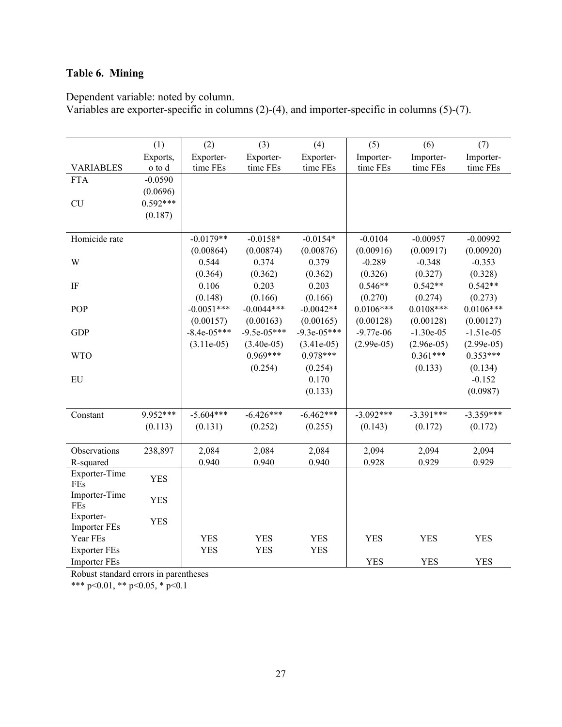### Table 6. Mining

Dependent variable: noted by column.
Variables are exporter-specific in columns (2)-(4), and importer-specific in columns (5)-(7).

| | (1) | (2) | (3) | (4) | (5) | (6) | (7) |
|---|---|---|---|---|---|---|---|
| VARIABLES | Exports, o to d | Exporter-time FEs | Exporter-time FEs | Exporter-time FEs | Importer-time FEs | Importer-time FEs | Importer-time FEs |
| FTA | -0.0590 | | | | | | |
| | (0.0696) | | | | | | |
| CU | 0.592*** | | | | | | |
| | (0.187) | | | | | | |
| Homicide rate | | -0.0179** | -0.0158* | -0.0154* | -0.0104 | -0.00957 | -0.00992 |
| | | (0.00864) | (0.00874) | (0.00876) | (0.00916) | (0.00917) | (0.00920) |
| W | | 0.544 | 0.374 | 0.379 | -0.289 | -0.348 | -0.353 |
| | | (0.364) | (0.362) | (0.362) | (0.326) | (0.327) | (0.328) |
| IF | | 0.106 | 0.203 | 0.203 | 0.546** | 0.542** | 0.542** |
| | | (0.148) | (0.166) | (0.166) | (0.270) | (0.274) | (0.273) |
| POP | | -0.0051*** | -0.0044*** | -0.0042** | 0.0106*** | 0.0108*** | 0.0106*** |
| | | (0.00157) | (0.00163) | (0.00165) | (0.00128) | (0.00128) | (0.00127) |
| GDP | | -8.4e-05*** | -9.5e-05*** | -9.3e-05*** | -9.77e-06 | -1.30e-05 | -1.51e-05 |
| | | (3.11e-05) | (3.40e-05) | (3.41e-05) | (2.99e-05) | (2.96e-05) | (2.99e-05) |
| WTO | | | 0.969*** | 0.978*** | | 0.361*** | 0.353*** |
| | | | (0.254) | (0.254) | | (0.133) | (0.134) |
| EU | | | | 0.170 | | | -0.152 |
| | | | | (0.133) | | | (0.0987) |
| Constant | 9.952*** | -5.604*** | -6.426*** | -6.462*** | -3.092*** | -3.391*** | -3.359*** |
| | (0.113) | (0.131) | (0.252) | (0.255) | (0.143) | (0.172) | (0.172) |
| Observations | 238,897 | 2,084 | 2,084 | 2,084 | 2,094 | 2,094 | 2,094 |
| R-squared | | 0.940 | 0.940 | 0.940 | 0.928 | 0.929 | 0.929 |
| Exporter-Time FEs | YES | | | | | | |
| Importer-Time FEs | YES | | | | | | |
| Exporter-Importer FEs | YES | | | | | | |
| Year FEs | | YES | YES | YES | YES | YES | YES |
| Exporter FEs | | YES | YES | YES | | | |
| Importer FEs | | | | | YES | YES | YES |

Robust standard errors in parentheses
*** p<0.01, ** p<0.05, * p<0.1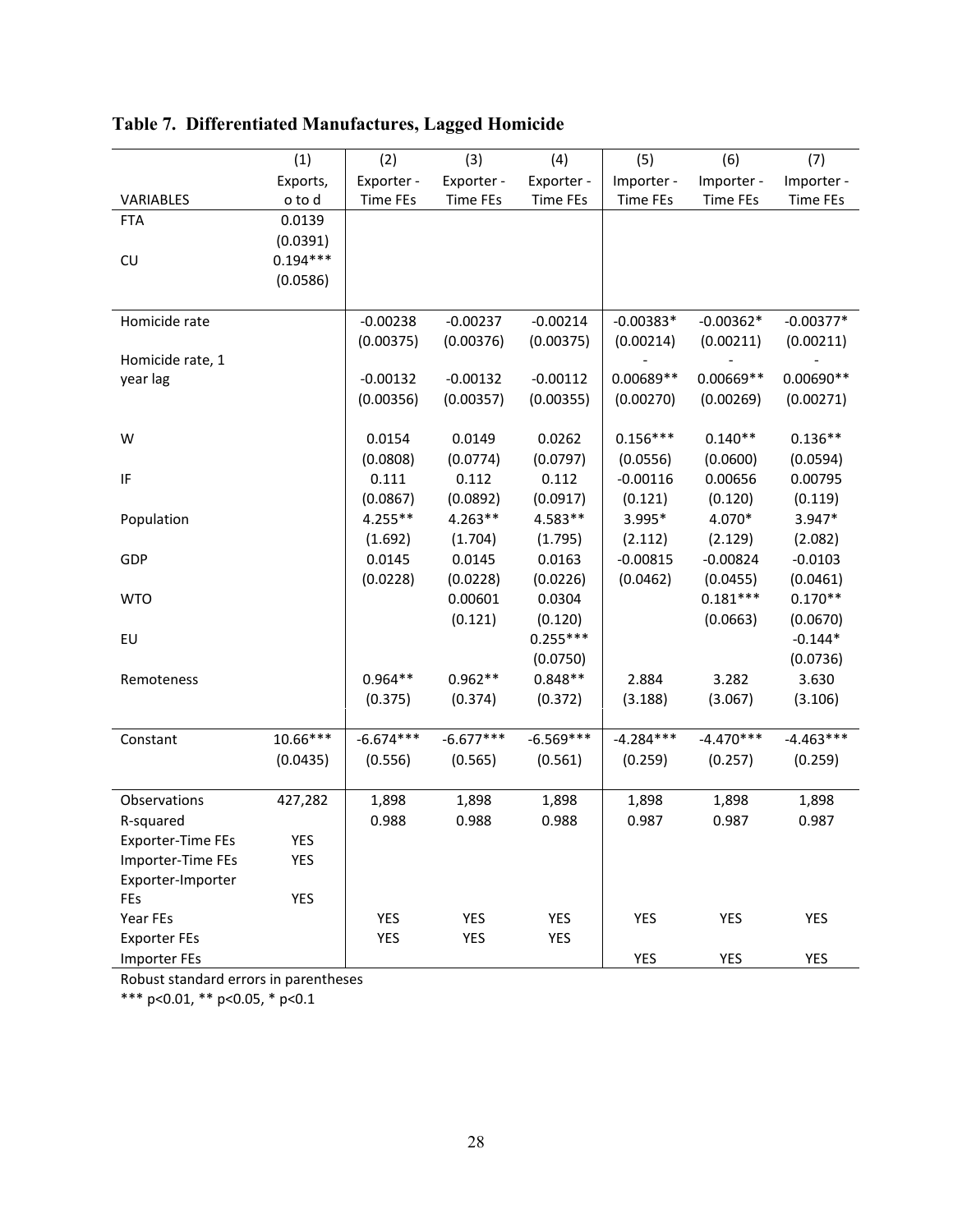## Table 7. Differentiated Manufactures, Lagged Homicide

| VARIABLES | (1)<br>Exports, o to d | (2)<br>Exporter - Time FEs | (3)<br>Exporter - Time FEs | (4)<br>Exporter - Time FEs | (5)<br>Importer - Time FEs | (6)<br>Importer - Time FEs | (7)<br>Importer - Time FEs |
|---|---|---|---|---|---|---|---|
| FTA | 0.0139 | | | | | | |
| | (0.0391) | | | | | | |
| CU | 0.194*** | | | | | | |
| | (0.0586) | | | | | | |
| Homicide rate | | -0.00238 | -0.00237 | -0.00214 | -0.00383* | -0.00362* | -0.00377* |
| | | (0.00375) | (0.00376) | (0.00375) | (0.00214) | (0.00211) | (0.00211) |
| Homicide rate, 1 year lag | | -0.00132 | -0.00132 | -0.00112 | -0.00689** | -0.00669** | -0.00690** |
| | | (0.00356) | (0.00357) | (0.00355) | (0.00270) | (0.00269) | (0.00271) |
| W | | 0.0154 | 0.0149 | 0.0262 | 0.156*** | 0.140** | 0.136** |
| | | (0.0808) | (0.0774) | (0.0797) | (0.0556) | (0.0600) | (0.0594) |
| IF | | 0.111 | 0.112 | 0.112 | -0.00116 | 0.00656 | 0.00795 |
| | | (0.0867) | (0.0892) | (0.0917) | (0.121) | (0.120) | (0.119) |
| Population | | 4.255** | 4.263** | 4.583** | 3.995* | 4.070* | 3.947* |
| | | (1.692) | (1.704) | (1.795) | (2.112) | (2.129) | (2.082) |
| GDP | | 0.0145 | 0.0145 | 0.0163 | -0.00815 | -0.00824 | -0.0103 |
| | | (0.0228) | (0.0228) | (0.0226) | (0.0462) | (0.0455) | (0.0461) |
| WTO | | | 0.00601 | 0.0304 | | 0.181*** | 0.170** |
| | | | (0.121) | (0.120) | | (0.0663) | (0.0670) |
| EU | | | | 0.255*** | | | -0.144* |
| | | | | (0.0750) | | | (0.0736) |
| Remoteness | | 0.964** | 0.962** | 0.848** | 2.884 | 3.282 | 3.630 |
| | | (0.375) | (0.374) | (0.372) | (3.188) | (3.067) | (3.106) |
| Constant | 10.66*** | -6.674*** | -6.677*** | -6.569*** | -4.284*** | -4.470*** | -4.463*** |
| | (0.0435) | (0.556) | (0.565) | (0.561) | (0.259) | (0.257) | (0.259) |
| Observations | 427,282 | 1,898 | 1,898 | 1,898 | 1,898 | 1,898 | 1,898 |
| R-squared | | 0.988 | 0.988 | 0.988 | 0.987 | 0.987 | 0.987 |
| Exporter-Time FEs | YES | | | | | | |
| Importer-Time FEs | YES | | | | | | |
| Exporter-Importer FEs | YES | | | | | | |
| Year FEs | | YES | YES | YES | YES | YES | YES |
| Exporter FEs | | YES | YES | YES | | | |
| Importer FEs | | | | | YES | YES | YES |

Robust standard errors in parentheses
*** p<0.01, ** p<0.05, * p<0.1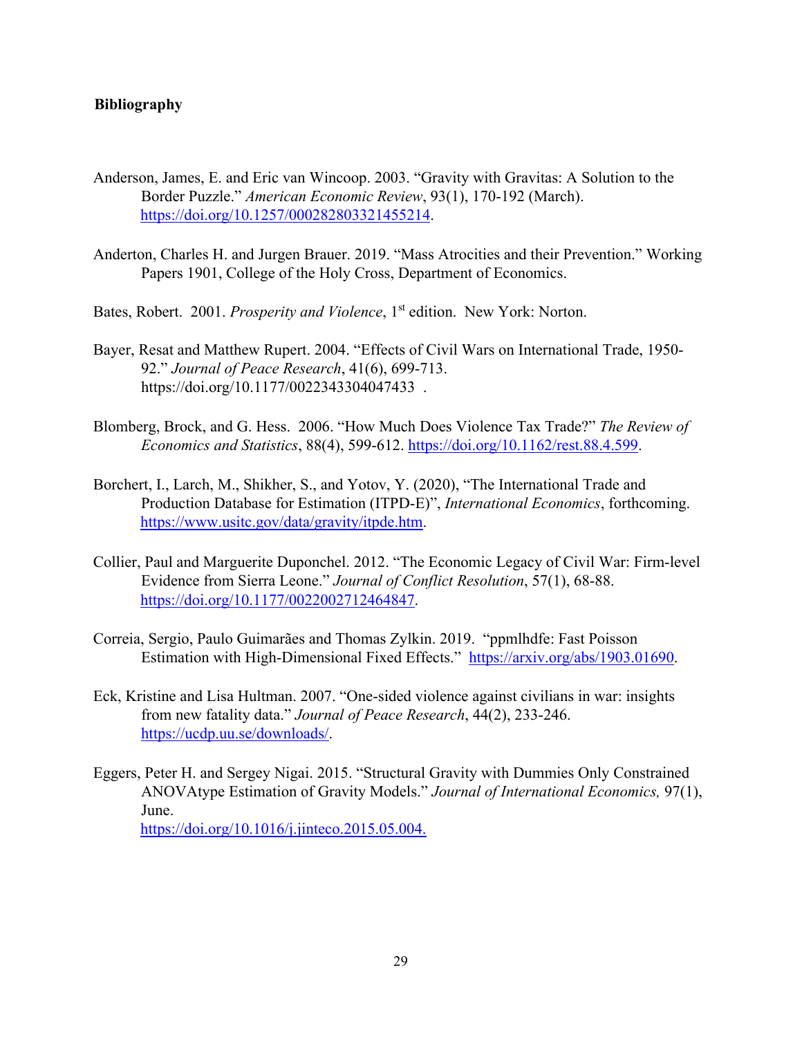**Bibliography**

Anderson, James, E. and Eric van Wincoop. 2003. "Gravity with Gravitas: A Solution to the Border Puzzle." *American Economic Review*, 93(1), 170-192 (March). https://doi.org/10.1257/000282803321455214.

Anderton, Charles H. and Jurgen Brauer. 2019. "Mass Atrocities and their Prevention." Working Papers 1901, College of the Holy Cross, Department of Economics.

Bates, Robert. 2001. *Prosperity and Violence*, 1st edition. New York: Norton.

Bayer, Resat and Matthew Rupert. 2004. "Effects of Civil Wars on International Trade, 1950-92." *Journal of Peace Research*, 41(6), 699-713. https://doi.org/10.1177/0022343304047433 .

Blomberg, Brock, and G. Hess. 2006. "How Much Does Violence Tax Trade?" *The Review of Economics and Statistics*, 88(4), 599-612. https://doi.org/10.1162/rest.88.4.599.

Borchert, I., Larch, M., Shikher, S., and Yotov, Y. (2020), "The International Trade and Production Database for Estimation (ITPD-E)", *International Economics*, forthcoming. https://www.usitc.gov/data/gravity/itpde.htm.

Collier, Paul and Marguerite Duponchel. 2012. "The Economic Legacy of Civil War: Firm-level Evidence from Sierra Leone." *Journal of Conflict Resolution*, 57(1), 68-88. https://doi.org/10.1177/0022002712464847.

Correia, Sergio, Paulo Guimarães and Thomas Zylkin. 2019. "ppmlhdfe: Fast Poisson Estimation with High-Dimensional Fixed Effects." https://arxiv.org/abs/1903.01690.

Eck, Kristine and Lisa Hultman. 2007. "One-sided violence against civilians in war: insights from new fatality data." *Journal of Peace Research*, 44(2), 233-246. https://ucdp.uu.se/downloads/.

Eggers, Peter H. and Sergey Nigai. 2015. "Structural Gravity with Dummies Only Constrained ANOVAtype Estimation of Gravity Models." *Journal of International Economics,* 97(1), June. https://doi.org/10.1016/j.jinteco.2015.05.004.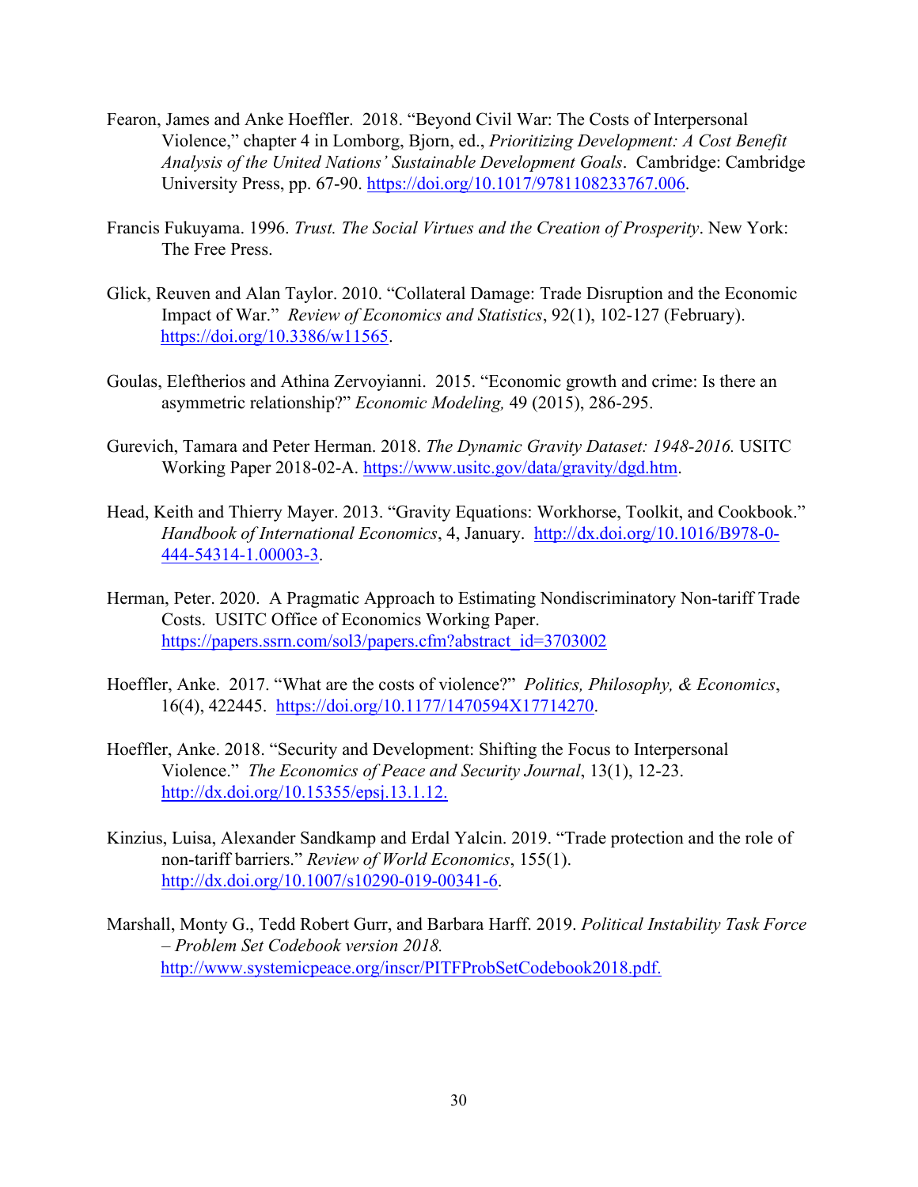Fearon, James and Anke Hoeffler. 2018. "Beyond Civil War: The Costs of Interpersonal Violence," chapter 4 in Lomborg, Bjorn, ed., *Prioritizing Development: A Cost Benefit Analysis of the United Nations' Sustainable Development Goals*. Cambridge: Cambridge University Press, pp. 67-90. https://doi.org/10.1017/9781108233767.006.

Francis Fukuyama. 1996. *Trust. The Social Virtues and the Creation of Prosperity*. New York: The Free Press.

Glick, Reuven and Alan Taylor. 2010. "Collateral Damage: Trade Disruption and the Economic Impact of War." *Review of Economics and Statistics*, 92(1), 102-127 (February). https://doi.org/10.3386/w11565.

Goulas, Eleftherios and Athina Zervoyianni. 2015. "Economic growth and crime: Is there an asymmetric relationship?" *Economic Modeling,* 49 (2015), 286-295.

Gurevich, Tamara and Peter Herman. 2018. *The Dynamic Gravity Dataset: 1948-2016.* USITC Working Paper 2018-02-A. https://www.usitc.gov/data/gravity/dgd.htm.

Head, Keith and Thierry Mayer. 2013. "Gravity Equations: Workhorse, Toolkit, and Cookbook." *Handbook of International Economics*, 4, January. http://dx.doi.org/10.1016/B978-0-444-54314-1.00003-3.

Herman, Peter. 2020. A Pragmatic Approach to Estimating Nondiscriminatory Non-tariff Trade Costs. USITC Office of Economics Working Paper. https://papers.ssrn.com/sol3/papers.cfm?abstract_id=3703002

Hoeffler, Anke. 2017. "What are the costs of violence?" *Politics, Philosophy, & Economics*, 16(4), 422445. https://doi.org/10.1177/1470594X17714270.

Hoeffler, Anke. 2018. "Security and Development: Shifting the Focus to Interpersonal Violence." *The Economics of Peace and Security Journal*, 13(1), 12-23. http://dx.doi.org/10.15355/epsj.13.1.12.

Kinzius, Luisa, Alexander Sandkamp and Erdal Yalcin. 2019. "Trade protection and the role of non-tariff barriers." *Review of World Economics*, 155(1). http://dx.doi.org/10.1007/s10290-019-00341-6.

Marshall, Monty G., Tedd Robert Gurr, and Barbara Harff. 2019. *Political Instability Task Force – Problem Set Codebook version 2018.* http://www.systemicpeace.org/inscr/PITFProbSetCodebook2018.pdf.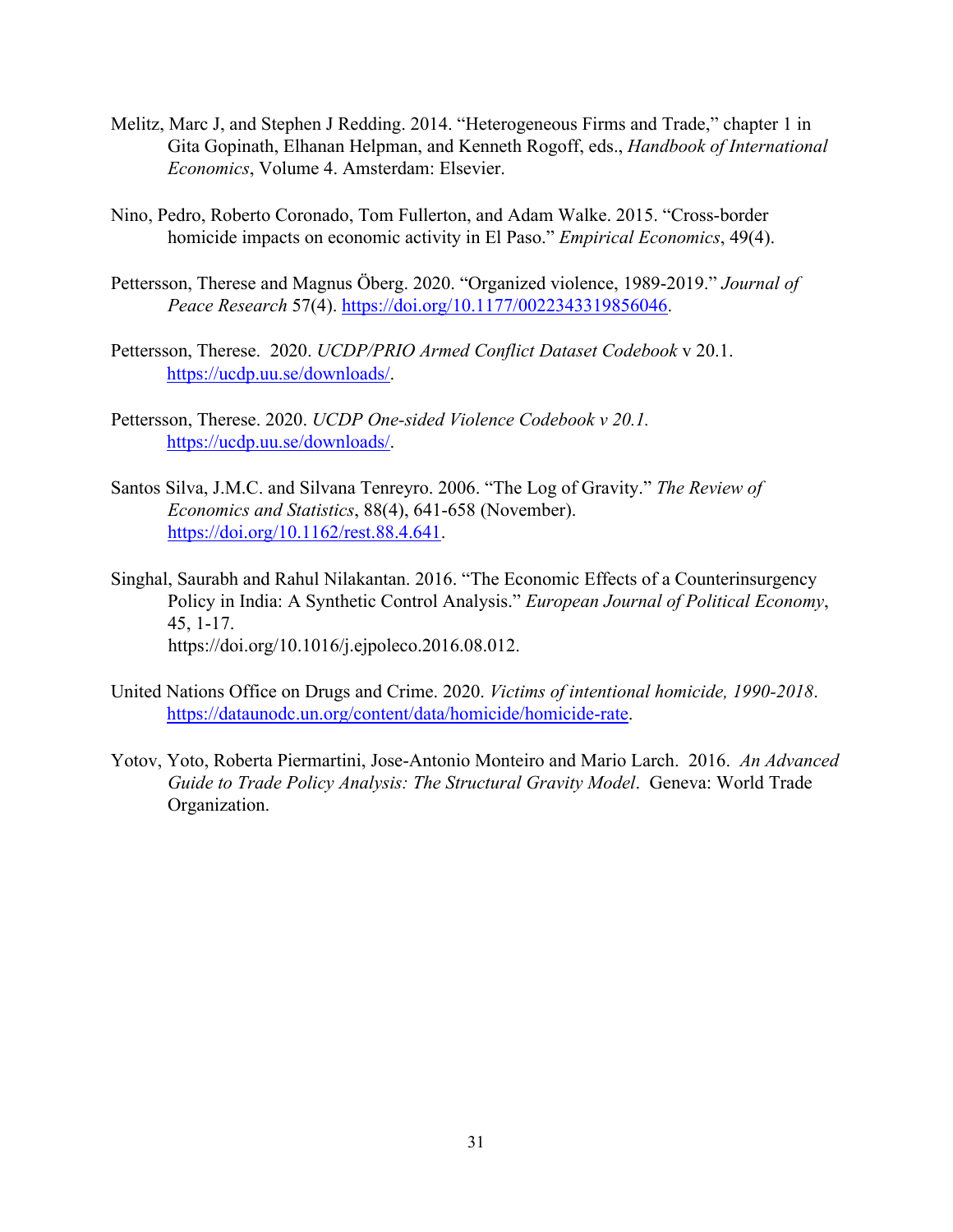Melitz, Marc J, and Stephen J Redding. 2014. "Heterogeneous Firms and Trade," chapter 1 in Gita Gopinath, Elhanan Helpman, and Kenneth Rogoff, eds., *Handbook of International Economics*, Volume 4. Amsterdam: Elsevier.

Nino, Pedro, Roberto Coronado, Tom Fullerton, and Adam Walke. 2015. "Cross-border homicide impacts on economic activity in El Paso." *Empirical Economics*, 49(4).

Pettersson, Therese and Magnus Öberg. 2020. "Organized violence, 1989-2019." *Journal of Peace Research* 57(4). https://doi.org/10.1177/0022343319856046.

Pettersson, Therese. 2020. *UCDP/PRIO Armed Conflict Dataset Codebook* v 20.1. https://ucdp.uu.se/downloads/.

Pettersson, Therese. 2020. *UCDP One-sided Violence Codebook v 20.1.* https://ucdp.uu.se/downloads/.

Santos Silva, J.M.C. and Silvana Tenreyro. 2006. "The Log of Gravity." *The Review of Economics and Statistics*, 88(4), 641-658 (November). https://doi.org/10.1162/rest.88.4.641.

Singhal, Saurabh and Rahul Nilakantan. 2016. "The Economic Effects of a Counterinsurgency Policy in India: A Synthetic Control Analysis." *European Journal of Political Economy*, 45, 1-17. https://doi.org/10.1016/j.ejpoleco.2016.08.012.

United Nations Office on Drugs and Crime. 2020. *Victims of intentional homicide, 1990-2018*. https://dataunodc.un.org/content/data/homicide/homicide-rate.

Yotov, Yoto, Roberta Piermartini, Jose-Antonio Monteiro and Mario Larch. 2016. *An Advanced Guide to Trade Policy Analysis: The Structural Gravity Model*. Geneva: World Trade Organization.